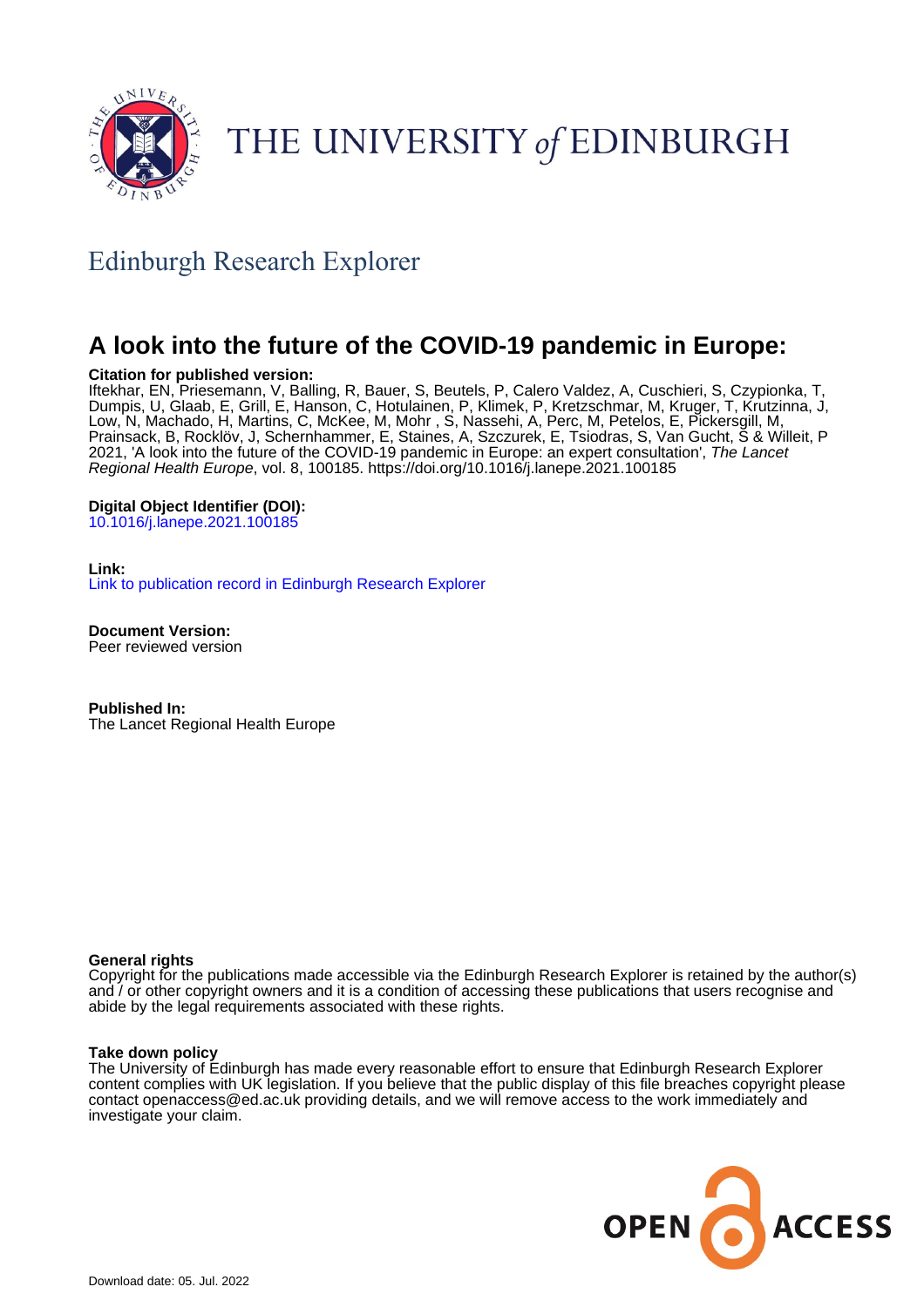THE UNIVERSITY of EDINBURGH

Edinburgh Research Explorer

# A look into the future of the COVID-19 pandemic in Europe:

**Citation for published version:**
Iftekhar, EN, Priesemann, V, Balling, R, Bauer, S, Beutels, P, Calero Valdez, A, Cuschieri, S, Czypionka, T, Dumpis, U, Glaab, E, Grill, E, Hanson, C, Hotulainen, P, Klimek, P, Kretzschmar, M, Kruger, T, Krutzinna, J, Low, N, Machado, H, Martins, C, McKee, M, Mohr , S, Nassehi, A, Perc, M, Petelos, E, Pickersgill, M, Prainsack, B, Rocklöv, J, Schernhammer, E, Staines, A, Szczurek, E, Tsiodras, S, Van Gucht, S & Willeit, P 2021, 'A look into the future of the COVID-19 pandemic in Europe: an expert consultation', *The Lancet Regional Health Europe*, vol. 8, 100185. https://doi.org/10.1016/j.lanepe.2021.100185

**Digital Object Identifier (DOI):**
10.1016/j.lanepe.2021.100185

**Link:**
Link to publication record in Edinburgh Research Explorer

**Document Version:**
Peer reviewed version

**Published In:**
The Lancet Regional Health Europe

**General rights**
Copyright for the publications made accessible via the Edinburgh Research Explorer is retained by the author(s) and / or other copyright owners and it is a condition of accessing these publications that users recognise and abide by the legal requirements associated with these rights.

**Take down policy**
The University of Edinburgh has made every reasonable effort to ensure that Edinburgh Research Explorer content complies with UK legislation. If you believe that the public display of this file breaches copyright please contact openaccess@ed.ac.uk providing details, and we will remove access to the work immediately and investigate your claim.

OPEN ACCESS

Download date: 05. Jul. 2022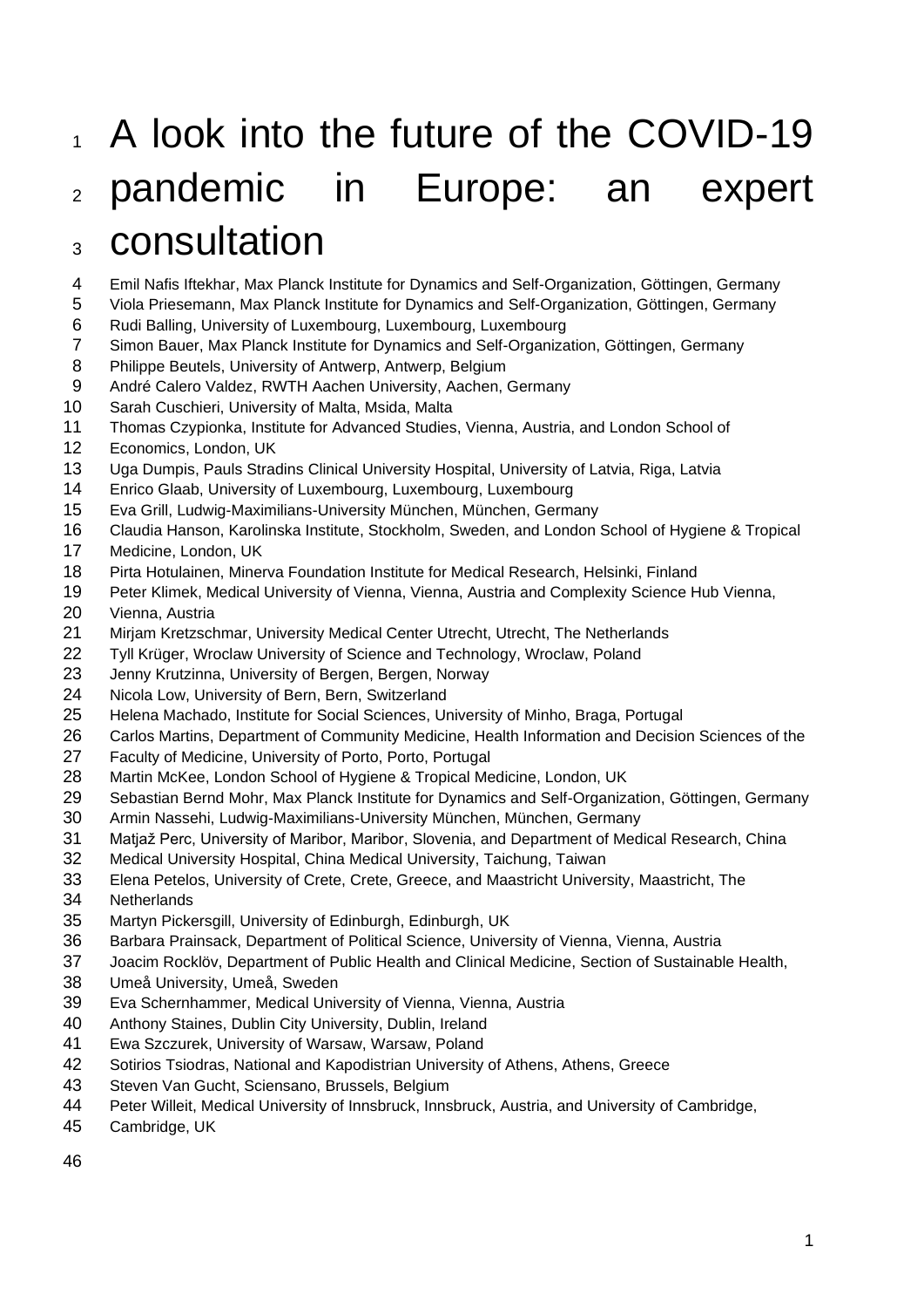# A look into the future of the COVID-19 pandemic in Europe: an expert consultation

Emil Nafis Iftekhar, Max Planck Institute for Dynamics and Self-Organization, Göttingen, Germany
Viola Priesemann, Max Planck Institute for Dynamics and Self-Organization, Göttingen, Germany
Rudi Balling, University of Luxembourg, Luxembourg, Luxembourg
Simon Bauer, Max Planck Institute for Dynamics and Self-Organization, Göttingen, Germany
Philippe Beutels, University of Antwerp, Antwerp, Belgium
André Calero Valdez, RWTH Aachen University, Aachen, Germany
Sarah Cuschieri, University of Malta, Msida, Malta
Thomas Czypionka, Institute for Advanced Studies, Vienna, Austria, and London School of Economics, London, UK
Uga Dumpis, Pauls Stradins Clinical University Hospital, University of Latvia, Riga, Latvia
Enrico Glaab, University of Luxembourg, Luxembourg, Luxembourg
Eva Grill, Ludwig-Maximilians-University München, München, Germany
Claudia Hanson, Karolinska Institute, Stockholm, Sweden, and London School of Hygiene & Tropical Medicine, London, UK
Pirta Hotulainen, Minerva Foundation Institute for Medical Research, Helsinki, Finland
Peter Klimek, Medical University of Vienna, Vienna, Austria and Complexity Science Hub Vienna, Vienna, Austria
Mirjam Kretzschmar, University Medical Center Utrecht, Utrecht, The Netherlands
Tyll Krüger, Wroclaw University of Science and Technology, Wroclaw, Poland
Jenny Krutzinna, University of Bergen, Bergen, Norway
Nicola Low, University of Bern, Bern, Switzerland
Helena Machado, Institute for Social Sciences, University of Minho, Braga, Portugal
Carlos Martins, Department of Community Medicine, Health Information and Decision Sciences of the Faculty of Medicine, University of Porto, Porto, Portugal
Martin McKee, London School of Hygiene & Tropical Medicine, London, UK
Sebastian Bernd Mohr, Max Planck Institute for Dynamics and Self-Organization, Göttingen, Germany
Armin Nassehi, Ludwig-Maximilians-University München, München, Germany
Matjaž Perc, University of Maribor, Maribor, Slovenia, and Department of Medical Research, China Medical University Hospital, China Medical University, Taichung, Taiwan
Elena Petelos, University of Crete, Crete, Greece, and Maastricht University, Maastricht, The Netherlands
Martyn Pickersgill, University of Edinburgh, Edinburgh, UK
Barbara Prainsack, Department of Political Science, University of Vienna, Vienna, Austria
Joacim Rocklöv, Department of Public Health and Clinical Medicine, Section of Sustainable Health, Umeå University, Umeå, Sweden
Eva Schernhammer, Medical University of Vienna, Vienna, Austria
Anthony Staines, Dublin City University, Dublin, Ireland
Ewa Szczurek, University of Warsaw, Warsaw, Poland
Sotirios Tsiodras, National and Kapodistrian University of Athens, Athens, Greece
Steven Van Gucht, Sciensano, Brussels, Belgium
Peter Willeit, Medical University of Innsbruck, Innsbruck, Austria, and University of Cambridge, Cambridge, UK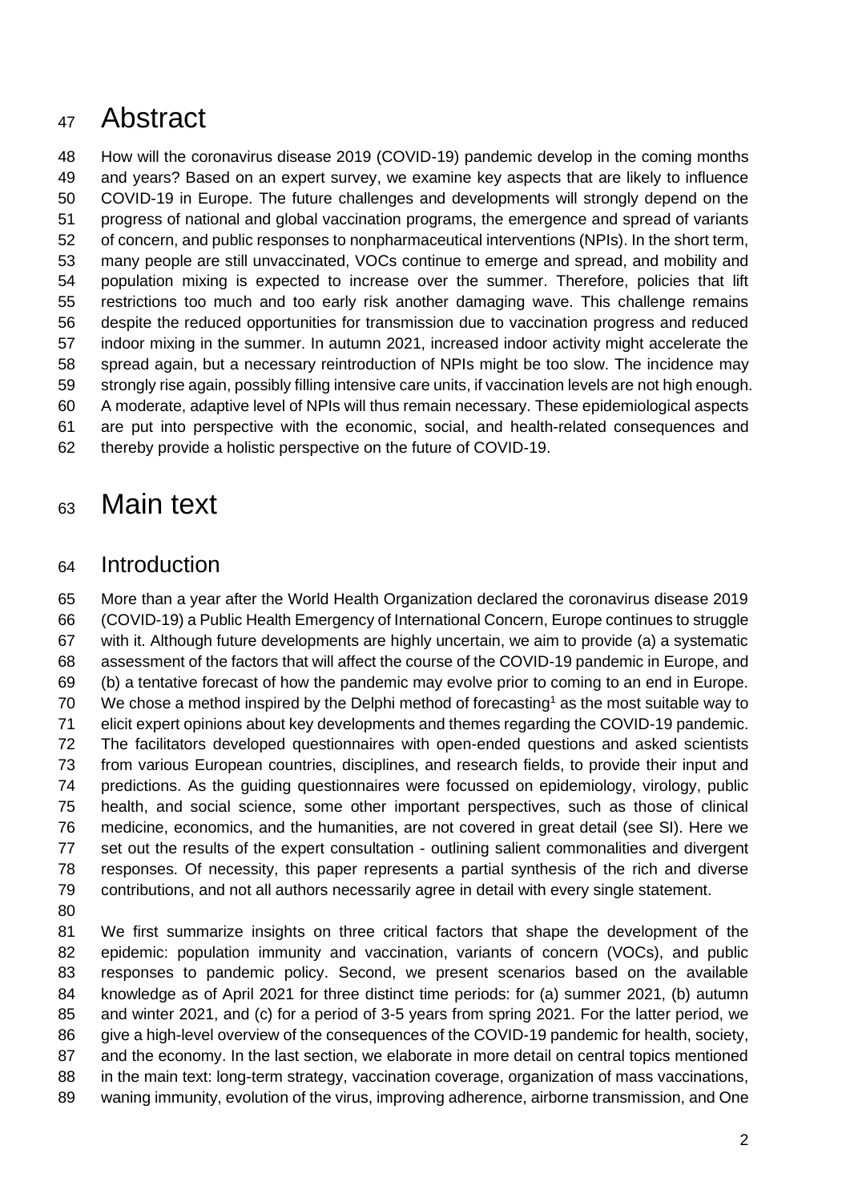# Abstract

How will the coronavirus disease 2019 (COVID-19) pandemic develop in the coming months and years? Based on an expert survey, we examine key aspects that are likely to influence COVID-19 in Europe. The future challenges and developments will strongly depend on the progress of national and global vaccination programs, the emergence and spread of variants of concern, and public responses to nonpharmaceutical interventions (NPIs). In the short term, many people are still unvaccinated, VOCs continue to emerge and spread, and mobility and population mixing is expected to increase over the summer. Therefore, policies that lift restrictions too much and too early risk another damaging wave. This challenge remains despite the reduced opportunities for transmission due to vaccination progress and reduced indoor mixing in the summer. In autumn 2021, increased indoor activity might accelerate the spread again, but a necessary reintroduction of NPIs might be too slow. The incidence may strongly rise again, possibly filling intensive care units, if vaccination levels are not high enough. A moderate, adaptive level of NPIs will thus remain necessary. These epidemiological aspects are put into perspective with the economic, social, and health-related consequences and thereby provide a holistic perspective on the future of COVID-19.

# Main text

## Introduction

More than a year after the World Health Organization declared the coronavirus disease 2019 (COVID-19) a Public Health Emergency of International Concern, Europe continues to struggle with it. Although future developments are highly uncertain, we aim to provide (a) a systematic assessment of the factors that will affect the course of the COVID-19 pandemic in Europe, and (b) a tentative forecast of how the pandemic may evolve prior to coming to an end in Europe. We chose a method inspired by the Delphi method of forecasting[1] as the most suitable way to elicit expert opinions about key developments and themes regarding the COVID-19 pandemic. The facilitators developed questionnaires with open-ended questions and asked scientists from various European countries, disciplines, and research fields, to provide their input and predictions. As the guiding questionnaires were focussed on epidemiology, virology, public health, and social science, some other important perspectives, such as those of clinical medicine, economics, and the humanities, are not covered in great detail (see SI). Here we set out the results of the expert consultation - outlining salient commonalities and divergent responses. Of necessity, this paper represents a partial synthesis of the rich and diverse contributions, and not all authors necessarily agree in detail with every single statement.

We first summarize insights on three critical factors that shape the development of the epidemic: population immunity and vaccination, variants of concern (VOCs), and public responses to pandemic policy. Second, we present scenarios based on the available knowledge as of April 2021 for three distinct time periods: for (a) summer 2021, (b) autumn and winter 2021, and (c) for a period of 3-5 years from spring 2021. For the latter period, we give a high-level overview of the consequences of the COVID-19 pandemic for health, society, and the economy. In the last section, we elaborate in more detail on central topics mentioned in the main text: long-term strategy, vaccination coverage, organization of mass vaccinations, waning immunity, evolution of the virus, improving adherence, airborne transmission, and One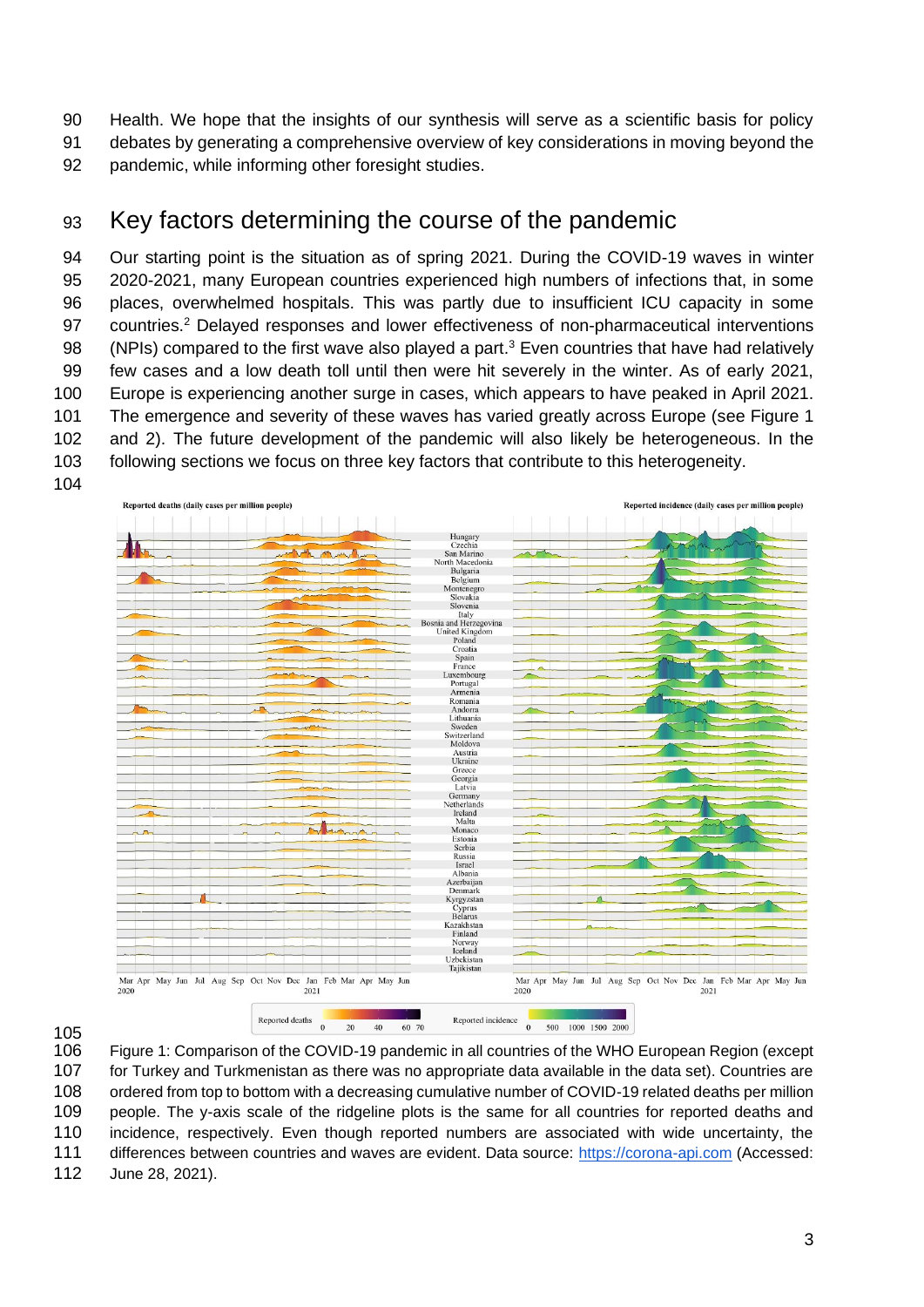Health. We hope that the insights of our synthesis will serve as a scientific basis for policy debates by generating a comprehensive overview of key considerations in moving beyond the pandemic, while informing other foresight studies.

## Key factors determining the course of the pandemic

Our starting point is the situation as of spring 2021. During the COVID-19 waves in winter 2020-2021, many European countries experienced high numbers of infections that, in some places, overwhelmed hospitals. This was partly due to insufficient ICU capacity in some countries.[2] Delayed responses and lower effectiveness of non-pharmaceutical interventions (NPIs) compared to the first wave also played a part.[3] Even countries that have had relatively few cases and a low death toll until then were hit severely in the winter. As of early 2021, Europe is experiencing another surge in cases, which appears to have peaked in April 2021. The emergence and severity of these waves has varied greatly across Europe (see Figure 1 and 2). The future development of the pandemic will also likely be heterogeneous. In the following sections we focus on three key factors that contribute to this heterogeneity.

Figure 1: Comparison of the COVID-19 pandemic in all countries of the WHO European Region (except for Turkey and Turkmenistan as there was no appropriate data available in the data set). Countries are ordered from top to bottom with a decreasing cumulative number of COVID-19 related deaths per million people. The y-axis scale of the ridgeline plots is the same for all countries for reported deaths and incidence, respectively. Even though reported numbers are associated with wide uncertainty, the differences between countries and waves are evident. Data source: https://corona-api.com (Accessed: June 28, 2021).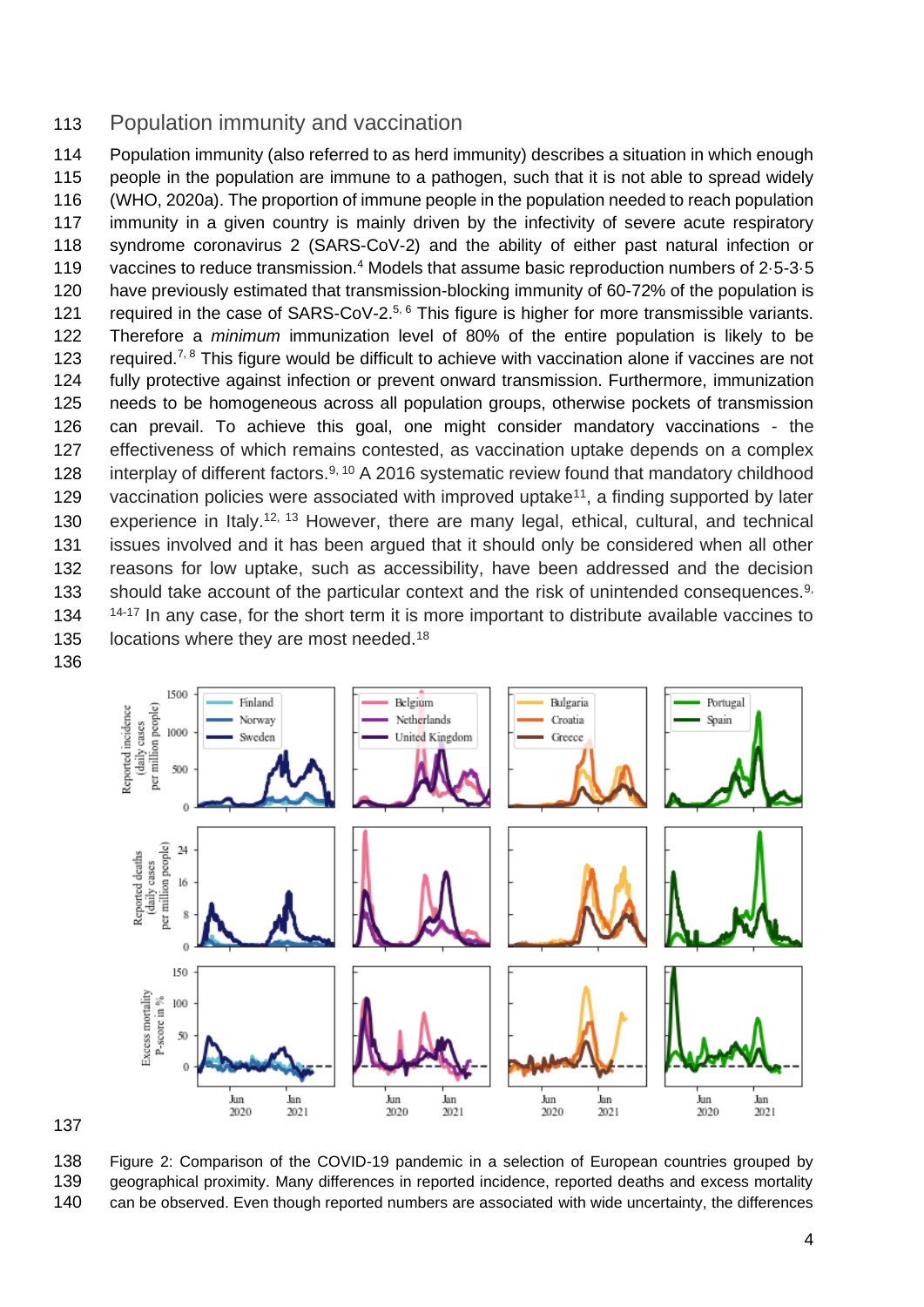## Population immunity and vaccination

Population immunity (also referred to as herd immunity) describes a situation in which enough people in the population are immune to a pathogen, such that it is not able to spread widely (WHO, 2020a). The proportion of immune people in the population needed to reach population immunity in a given country is mainly driven by the infectivity of severe acute respiratory syndrome coronavirus 2 (SARS-CoV-2) and the ability of either past natural infection or vaccines to reduce transmission.[4] Models that assume basic reproduction numbers of 2·5-3·5 have previously estimated that transmission-blocking immunity of 60-72% of the population is required in the case of SARS-CoV-2.[5, 6] This figure is higher for more transmissible variants. Therefore a *minimum* immunization level of 80% of the entire population is likely to be required.[7, 8] This figure would be difficult to achieve with vaccination alone if vaccines are not fully protective against infection or prevent onward transmission. Furthermore, immunization needs to be homogeneous across all population groups, otherwise pockets of transmission can prevail. To achieve this goal, one might consider mandatory vaccinations - the effectiveness of which remains contested, as vaccination uptake depends on a complex interplay of different factors.[9, 10] A 2016 systematic review found that mandatory childhood vaccination policies were associated with improved uptake[11], a finding supported by later experience in Italy.[12, 13] However, there are many legal, ethical, cultural, and technical issues involved and it has been argued that it should only be considered when all other reasons for low uptake, such as accessibility, have been addressed and the decision should take account of the particular context and the risk of unintended consequences.[9, 14-17] In any case, for the short term it is more important to distribute available vaccines to locations where they are most needed.[18]

Figure 2: Comparison of the COVID-19 pandemic in a selection of European countries grouped by geographical proximity. Many differences in reported incidence, reported deaths and excess mortality can be observed. Even though reported numbers are associated with wide uncertainty, the differences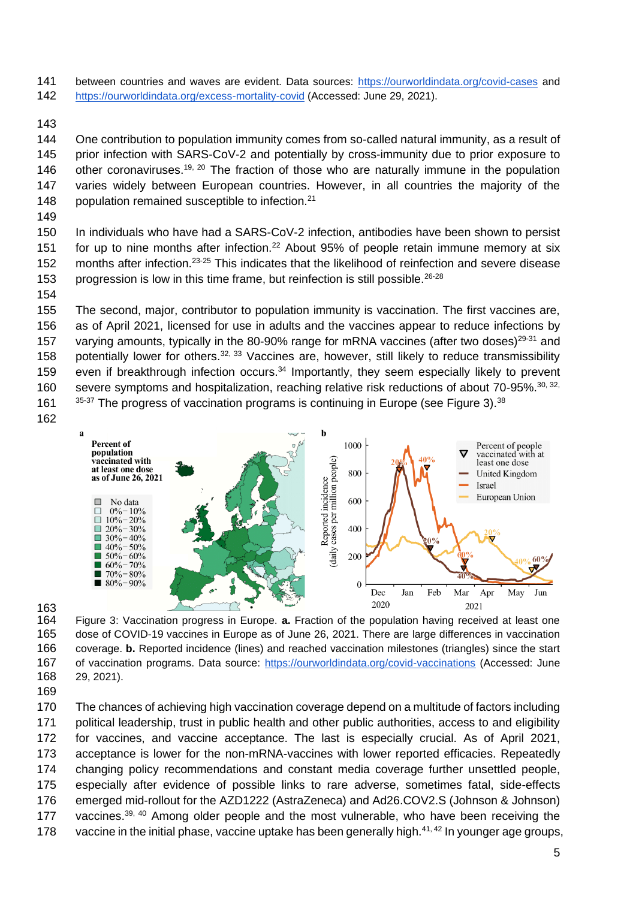between countries and waves are evident. Data sources: https://ourworldindata.org/covid-cases and https://ourworldindata.org/excess-mortality-covid (Accessed: June 29, 2021).

One contribution to population immunity comes from so-called natural immunity, as a result of prior infection with SARS-CoV-2 and potentially by cross-immunity due to prior exposure to other coronaviruses.[19, 20] The fraction of those who are naturally immune in the population varies widely between European countries. However, in all countries the majority of the population remained susceptible to infection.[21]

In individuals who have had a SARS-CoV-2 infection, antibodies have been shown to persist for up to nine months after infection.[22] About 95% of people retain immune memory at six months after infection.[23-25] This indicates that the likelihood of reinfection and severe disease progression is low in this time frame, but reinfection is still possible.[26-28]

The second, major, contributor to population immunity is vaccination. The first vaccines are, as of April 2021, licensed for use in adults and the vaccines appear to reduce infections by varying amounts, typically in the 80-90% range for mRNA vaccines (after two doses)[29-31] and potentially lower for others.[32, 33] Vaccines are, however, still likely to reduce transmissibility even if breakthrough infection occurs.[34] Importantly, they seem especially likely to prevent severe symptoms and hospitalization, reaching relative risk reductions of about 70-95%.[30, 32, 35-37] The progress of vaccination programs is continuing in Europe (see Figure 3).[38]

Figure 3: Vaccination progress in Europe. **a.** Fraction of the population having received at least one dose of COVID-19 vaccines in Europe as of June 26, 2021. There are large differences in vaccination coverage. **b.** Reported incidence (lines) and reached vaccination milestones (triangles) since the start of vaccination programs. Data source: https://ourworldindata.org/covid-vaccinations (Accessed: June 29, 2021).

The chances of achieving high vaccination coverage depend on a multitude of factors including political leadership, trust in public health and other public authorities, access to and eligibility for vaccines, and vaccine acceptance. The last is especially crucial. As of April 2021, acceptance is lower for the non-mRNA-vaccines with lower reported efficacies. Repeatedly changing policy recommendations and constant media coverage further unsettled people, especially after evidence of possible links to rare adverse, sometimes fatal, side-effects emerged mid-rollout for the AZD1222 (AstraZeneca) and Ad26.COV2.S (Johnson & Johnson) vaccines.[39, 40] Among older people and the most vulnerable, who have been receiving the vaccine in the initial phase, vaccine uptake has been generally high.[41, 42] In younger age groups,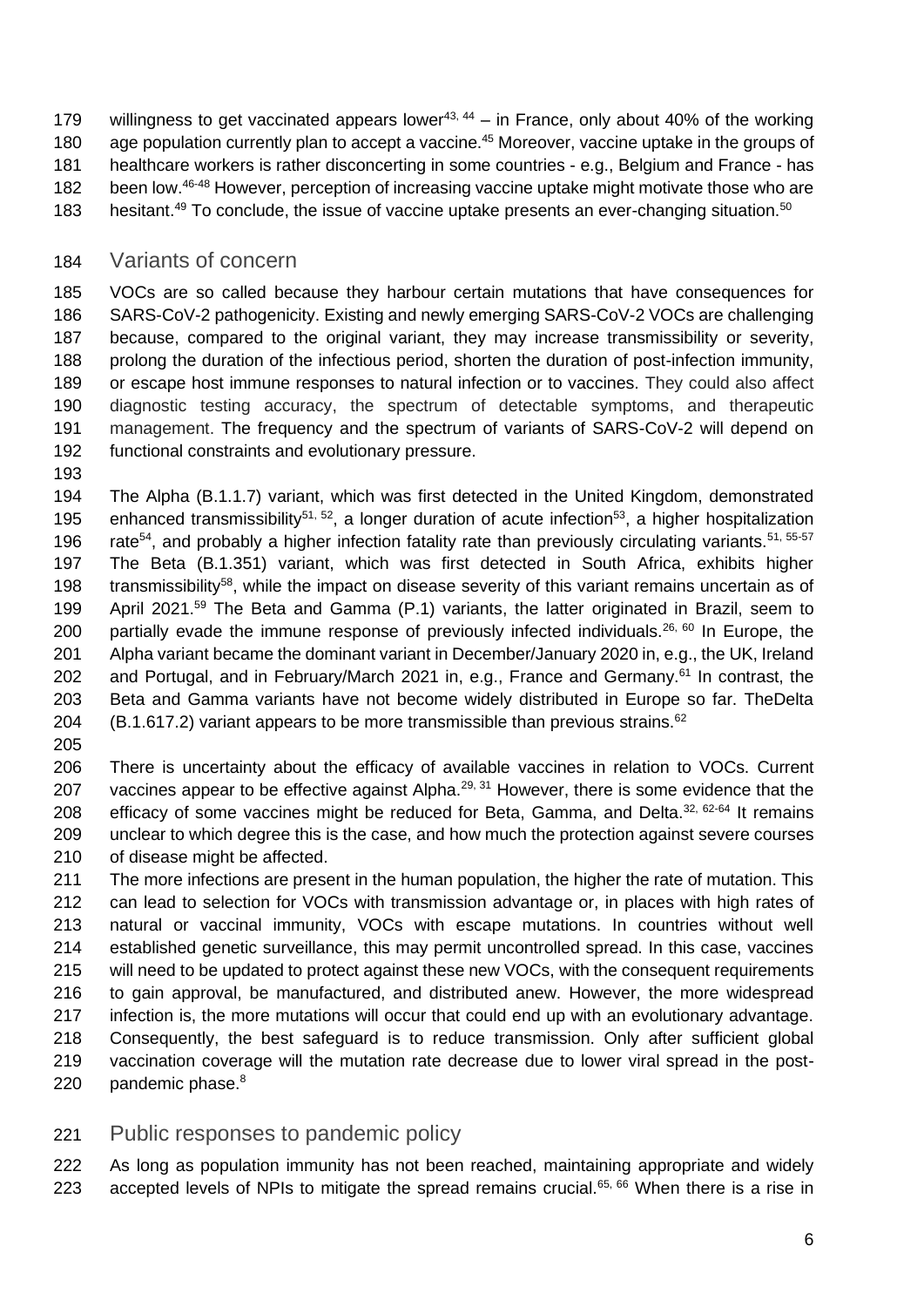willingness to get vaccinated appears lower[43, 44] – in France, only about 40% of the working age population currently plan to accept a vaccine.[45] Moreover, vaccine uptake in the groups of healthcare workers is rather disconcerting in some countries - e.g., Belgium and France - has been low.[46-48] However, perception of increasing vaccine uptake might motivate those who are hesitant.[49] To conclude, the issue of vaccine uptake presents an ever-changing situation.[50]

## Variants of concern

VOCs are so called because they harbour certain mutations that have consequences for SARS-CoV-2 pathogenicity. Existing and newly emerging SARS-CoV-2 VOCs are challenging because, compared to the original variant, they may increase transmissibility or severity, prolong the duration of the infectious period, shorten the duration of post-infection immunity, or escape host immune responses to natural infection or to vaccines. They could also affect diagnostic testing accuracy, the spectrum of detectable symptoms, and therapeutic management. The frequency and the spectrum of variants of SARS-CoV-2 will depend on functional constraints and evolutionary pressure.

The Alpha (B.1.1.7) variant, which was first detected in the United Kingdom, demonstrated enhanced transmissibility[51, 52], a longer duration of acute infection[53], a higher hospitalization rate[54], and probably a higher infection fatality rate than previously circulating variants.[51, 55-57] The Beta (B.1.351) variant, which was first detected in South Africa, exhibits higher transmissibility[58], while the impact on disease severity of this variant remains uncertain as of April 2021.[59] The Beta and Gamma (P.1) variants, the latter originated in Brazil, seem to partially evade the immune response of previously infected individuals.[26, 60] In Europe, the Alpha variant became the dominant variant in December/January 2020 in, e.g., the UK, Ireland and Portugal, and in February/March 2021 in, e.g., France and Germany.[61] In contrast, the Beta and Gamma variants have not become widely distributed in Europe so far. TheDelta (B.1.617.2) variant appears to be more transmissible than previous strains.[62]

There is uncertainty about the efficacy of available vaccines in relation to VOCs. Current vaccines appear to be effective against Alpha.[29, 31] However, there is some evidence that the efficacy of some vaccines might be reduced for Beta, Gamma, and Delta.[32, 62-64] It remains unclear to which degree this is the case, and how much the protection against severe courses of disease might be affected.

The more infections are present in the human population, the higher the rate of mutation. This can lead to selection for VOCs with transmission advantage or, in places with high rates of natural or vaccinal immunity, VOCs with escape mutations. In countries without well established genetic surveillance, this may permit uncontrolled spread. In this case, vaccines will need to be updated to protect against these new VOCs, with the consequent requirements to gain approval, be manufactured, and distributed anew. However, the more widespread infection is, the more mutations will occur that could end up with an evolutionary advantage. Consequently, the best safeguard is to reduce transmission. Only after sufficient global vaccination coverage will the mutation rate decrease due to lower viral spread in the post-pandemic phase.[8]

## Public responses to pandemic policy

As long as population immunity has not been reached, maintaining appropriate and widely accepted levels of NPIs to mitigate the spread remains crucial.[65, 66] When there is a rise in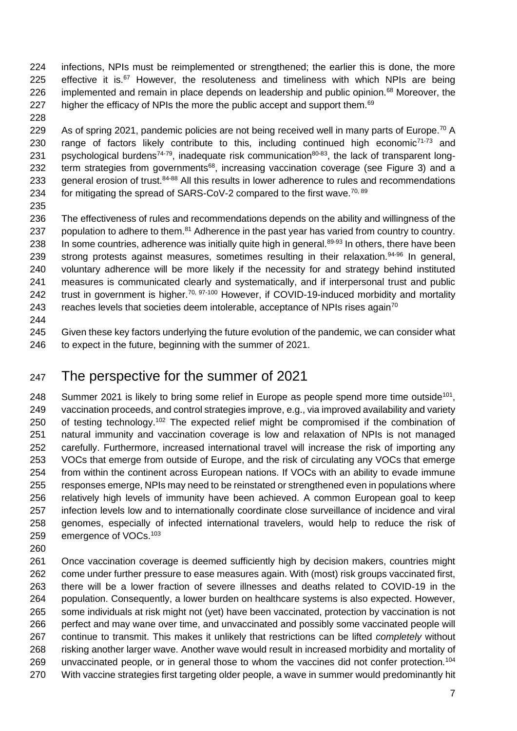infections, NPIs must be reimplemented or strengthened; the earlier this is done, the more effective it is.[67] However, the resoluteness and timeliness with which NPIs are being implemented and remain in place depends on leadership and public opinion.[68] Moreover, the higher the efficacy of NPIs the more the public accept and support them.[69]

As of spring 2021, pandemic policies are not being received well in many parts of Europe.[70] A range of factors likely contribute to this, including continued high economic[71-73] and psychological burdens[74-79], inadequate risk communication[80-83], the lack of transparent long-term strategies from governments[68], increasing vaccination coverage (see Figure 3) and a general erosion of trust.[84-88] All this results in lower adherence to rules and recommendations for mitigating the spread of SARS-CoV-2 compared to the first wave.[70, 89]

The effectiveness of rules and recommendations depends on the ability and willingness of the population to adhere to them.[81] Adherence in the past year has varied from country to country. In some countries, adherence was initially quite high in general.[89-93] In others, there have been strong protests against measures, sometimes resulting in their relaxation.[94-96] In general, voluntary adherence will be more likely if the necessity for and strategy behind instituted measures is communicated clearly and systematically, and if interpersonal trust and public trust in government is higher.[70, 97-100] However, if COVID-19-induced morbidity and mortality reaches levels that societies deem intolerable, acceptance of NPIs rises again[70]

Given these key factors underlying the future evolution of the pandemic, we can consider what to expect in the future, beginning with the summer of 2021.

# The perspective for the summer of 2021

Summer 2021 is likely to bring some relief in Europe as people spend more time outside[101], vaccination proceeds, and control strategies improve, e.g., via improved availability and variety of testing technology.[102] The expected relief might be compromised if the combination of natural immunity and vaccination coverage is low and relaxation of NPIs is not managed carefully. Furthermore, increased international travel will increase the risk of importing any VOCs that emerge from outside of Europe, and the risk of circulating any VOCs that emerge from within the continent across European nations. If VOCs with an ability to evade immune responses emerge, NPIs may need to be reinstated or strengthened even in populations where relatively high levels of immunity have been achieved. A common European goal to keep infection levels low and to internationally coordinate close surveillance of incidence and viral genomes, especially of infected international travelers, would help to reduce the risk of emergence of VOCs.[103]

Once vaccination coverage is deemed sufficiently high by decision makers, countries might come under further pressure to ease measures again. With (most) risk groups vaccinated first, there will be a lower fraction of severe illnesses and deaths related to COVID-19 in the population. Consequently, a lower burden on healthcare systems is also expected. However, some individuals at risk might not (yet) have been vaccinated, protection by vaccination is not perfect and may wane over time, and unvaccinated and possibly some vaccinated people will continue to transmit. This makes it unlikely that restrictions can be lifted *completely* without risking another larger wave. Another wave would result in increased morbidity and mortality of unvaccinated people, or in general those to whom the vaccines did not confer protection.[104] With vaccine strategies first targeting older people, a wave in summer would predominantly hit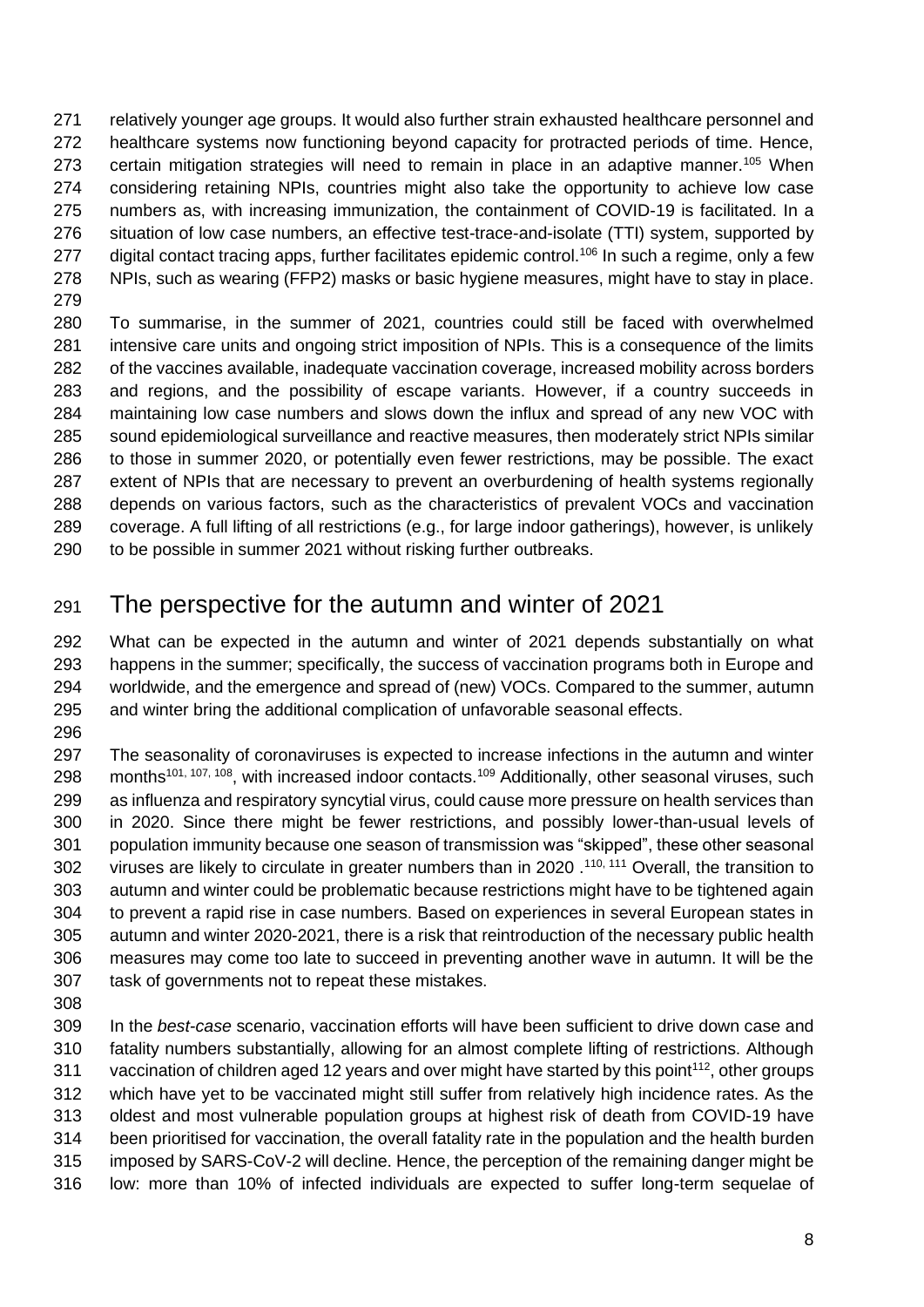relatively younger age groups. It would also further strain exhausted healthcare personnel and healthcare systems now functioning beyond capacity for protracted periods of time. Hence, certain mitigation strategies will need to remain in place in an adaptive manner.[105] When considering retaining NPIs, countries might also take the opportunity to achieve low case numbers as, with increasing immunization, the containment of COVID-19 is facilitated. In a situation of low case numbers, an effective test-trace-and-isolate (TTI) system, supported by digital contact tracing apps, further facilitates epidemic control.[106] In such a regime, only a few NPIs, such as wearing (FFP2) masks or basic hygiene measures, might have to stay in place.

To summarise, in the summer of 2021, countries could still be faced with overwhelmed intensive care units and ongoing strict imposition of NPIs. This is a consequence of the limits of the vaccines available, inadequate vaccination coverage, increased mobility across borders and regions, and the possibility of escape variants. However, if a country succeeds in maintaining low case numbers and slows down the influx and spread of any new VOC with sound epidemiological surveillance and reactive measures, then moderately strict NPIs similar to those in summer 2020, or potentially even fewer restrictions, may be possible. The exact extent of NPIs that are necessary to prevent an overburdening of health systems regionally depends on various factors, such as the characteristics of prevalent VOCs and vaccination coverage. A full lifting of all restrictions (e.g., for large indoor gatherings), however, is unlikely to be possible in summer 2021 without risking further outbreaks.

# The perspective for the autumn and winter of 2021

What can be expected in the autumn and winter of 2021 depends substantially on what happens in the summer; specifically, the success of vaccination programs both in Europe and worldwide, and the emergence and spread of (new) VOCs. Compared to the summer, autumn and winter bring the additional complication of unfavorable seasonal effects.

The seasonality of coronaviruses is expected to increase infections in the autumn and winter months[101, 107, 108], with increased indoor contacts.[109] Additionally, other seasonal viruses, such as influenza and respiratory syncytial virus, could cause more pressure on health services than in 2020. Since there might be fewer restrictions, and possibly lower-than-usual levels of population immunity because one season of transmission was "skipped", these other seasonal viruses are likely to circulate in greater numbers than in 2020 .[110, 111] Overall, the transition to autumn and winter could be problematic because restrictions might have to be tightened again to prevent a rapid rise in case numbers. Based on experiences in several European states in autumn and winter 2020-2021, there is a risk that reintroduction of the necessary public health measures may come too late to succeed in preventing another wave in autumn. It will be the task of governments not to repeat these mistakes.

In the *best-case* scenario, vaccination efforts will have been sufficient to drive down case and fatality numbers substantially, allowing for an almost complete lifting of restrictions. Although vaccination of children aged 12 years and over might have started by this point[112], other groups which have yet to be vaccinated might still suffer from relatively high incidence rates. As the oldest and most vulnerable population groups at highest risk of death from COVID-19 have been prioritised for vaccination, the overall fatality rate in the population and the health burden imposed by SARS-CoV-2 will decline. Hence, the perception of the remaining danger might be low: more than 10% of infected individuals are expected to suffer long-term sequelae of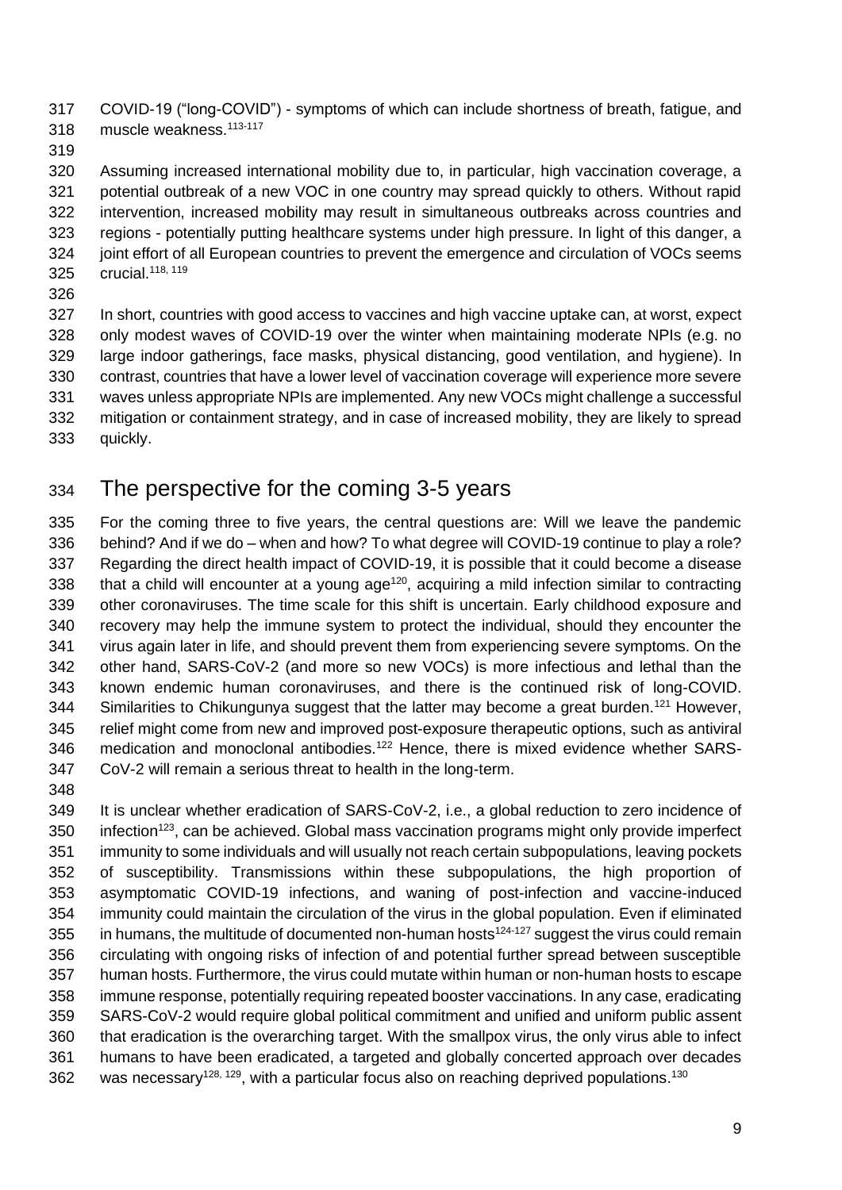COVID-19 ("long-COVID") - symptoms of which can include shortness of breath, fatigue, and muscle weakness.[113-117]

Assuming increased international mobility due to, in particular, high vaccination coverage, a potential outbreak of a new VOC in one country may spread quickly to others. Without rapid intervention, increased mobility may result in simultaneous outbreaks across countries and regions - potentially putting healthcare systems under high pressure. In light of this danger, a joint effort of all European countries to prevent the emergence and circulation of VOCs seems crucial.[118, 119]

In short, countries with good access to vaccines and high vaccine uptake can, at worst, expect only modest waves of COVID-19 over the winter when maintaining moderate NPIs (e.g. no large indoor gatherings, face masks, physical distancing, good ventilation, and hygiene). In contrast, countries that have a lower level of vaccination coverage will experience more severe waves unless appropriate NPIs are implemented. Any new VOCs might challenge a successful mitigation or containment strategy, and in case of increased mobility, they are likely to spread quickly.

## The perspective for the coming 3-5 years

For the coming three to five years, the central questions are: Will we leave the pandemic behind? And if we do – when and how? To what degree will COVID-19 continue to play a role? Regarding the direct health impact of COVID-19, it is possible that it could become a disease that a child will encounter at a young age[120], acquiring a mild infection similar to contracting other coronaviruses. The time scale for this shift is uncertain. Early childhood exposure and recovery may help the immune system to protect the individual, should they encounter the virus again later in life, and should prevent them from experiencing severe symptoms. On the other hand, SARS-CoV-2 (and more so new VOCs) is more infectious and lethal than the known endemic human coronaviruses, and there is the continued risk of long-COVID. Similarities to Chikungunya suggest that the latter may become a great burden.[121] However, relief might come from new and improved post-exposure therapeutic options, such as antiviral medication and monoclonal antibodies.[122] Hence, there is mixed evidence whether SARS-CoV-2 will remain a serious threat to health in the long-term.

It is unclear whether eradication of SARS-CoV-2, i.e., a global reduction to zero incidence of infection[123], can be achieved. Global mass vaccination programs might only provide imperfect immunity to some individuals and will usually not reach certain subpopulations, leaving pockets of susceptibility. Transmissions within these subpopulations, the high proportion of asymptomatic COVID-19 infections, and waning of post-infection and vaccine-induced immunity could maintain the circulation of the virus in the global population. Even if eliminated in humans, the multitude of documented non-human hosts[124-127] suggest the virus could remain circulating with ongoing risks of infection of and potential further spread between susceptible human hosts. Furthermore, the virus could mutate within human or non-human hosts to escape immune response, potentially requiring repeated booster vaccinations. In any case, eradicating SARS-CoV-2 would require global political commitment and unified and uniform public assent that eradication is the overarching target. With the smallpox virus, the only virus able to infect humans to have been eradicated, a targeted and globally concerted approach over decades was necessary[128, 129], with a particular focus also on reaching deprived populations.[130]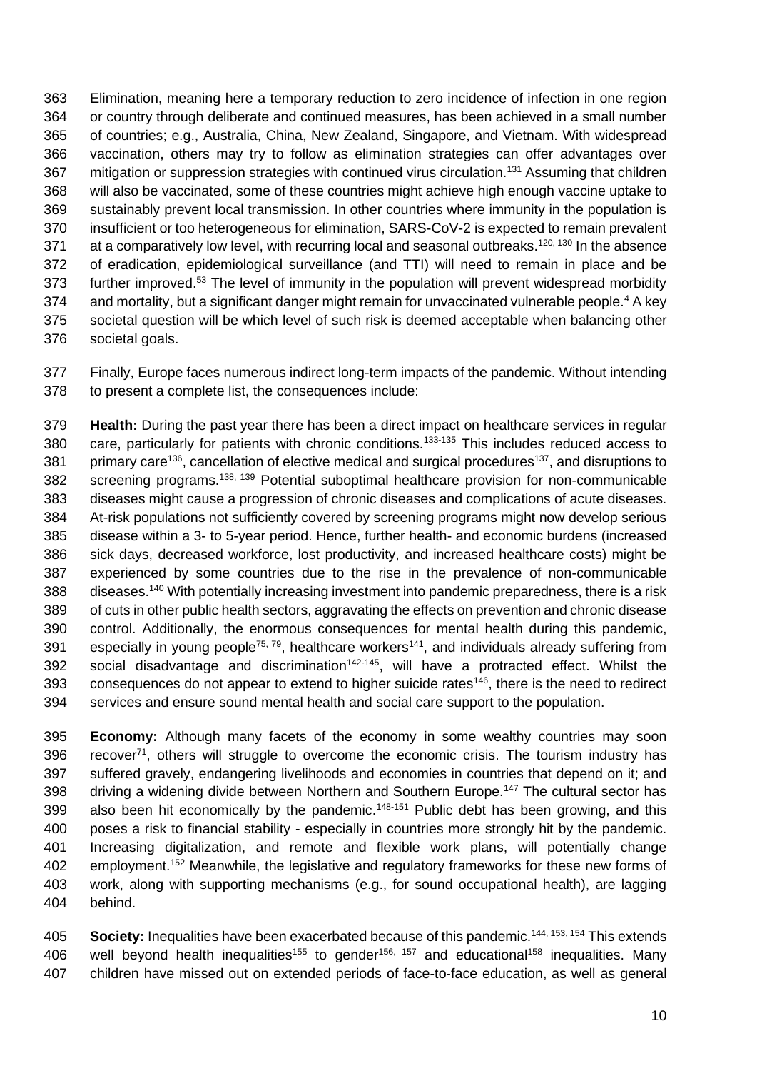Elimination, meaning here a temporary reduction to zero incidence of infection in one region or country through deliberate and continued measures, has been achieved in a small number of countries; e.g., Australia, China, New Zealand, Singapore, and Vietnam. With widespread vaccination, others may try to follow as elimination strategies can offer advantages over mitigation or suppression strategies with continued virus circulation.[131] Assuming that children will also be vaccinated, some of these countries might achieve high enough vaccine uptake to sustainably prevent local transmission. In other countries where immunity in the population is insufficient or too heterogeneous for elimination, SARS-CoV-2 is expected to remain prevalent at a comparatively low level, with recurring local and seasonal outbreaks.[120, 130] In the absence of eradication, epidemiological surveillance (and TTI) will need to remain in place and be further improved.[53] The level of immunity in the population will prevent widespread morbidity and mortality, but a significant danger might remain for unvaccinated vulnerable people.[4] A key societal question will be which level of such risk is deemed acceptable when balancing other societal goals.

Finally, Europe faces numerous indirect long-term impacts of the pandemic. Without intending to present a complete list, the consequences include:

**Health:** During the past year there has been a direct impact on healthcare services in regular care, particularly for patients with chronic conditions.[133-135] This includes reduced access to primary care[136], cancellation of elective medical and surgical procedures[137], and disruptions to screening programs.[138, 139] Potential suboptimal healthcare provision for non-communicable diseases might cause a progression of chronic diseases and complications of acute diseases. At-risk populations not sufficiently covered by screening programs might now develop serious disease within a 3- to 5-year period. Hence, further health- and economic burdens (increased sick days, decreased workforce, lost productivity, and increased healthcare costs) might be experienced by some countries due to the rise in the prevalence of non-communicable diseases.[140] With potentially increasing investment into pandemic preparedness, there is a risk of cuts in other public health sectors, aggravating the effects on prevention and chronic disease control. Additionally, the enormous consequences for mental health during this pandemic, especially in young people[75, 79], healthcare workers[141], and individuals already suffering from social disadvantage and discrimination[142-145], will have a protracted effect. Whilst the consequences do not appear to extend to higher suicide rates[146], there is the need to redirect services and ensure sound mental health and social care support to the population.

**Economy:** Although many facets of the economy in some wealthy countries may soon recover[71], others will struggle to overcome the economic crisis. The tourism industry has suffered gravely, endangering livelihoods and economies in countries that depend on it; and driving a widening divide between Northern and Southern Europe.[147] The cultural sector has also been hit economically by the pandemic.[148-151] Public debt has been growing, and this poses a risk to financial stability - especially in countries more strongly hit by the pandemic. Increasing digitalization, and remote and flexible work plans, will potentially change employment.[152] Meanwhile, the legislative and regulatory frameworks for these new forms of work, along with supporting mechanisms (e.g., for sound occupational health), are lagging behind.

**Society:** Inequalities have been exacerbated because of this pandemic.[144, 153, 154] This extends well beyond health inequalities[155] to gender[156, 157] and educational[158] inequalities. Many children have missed out on extended periods of face-to-face education, as well as general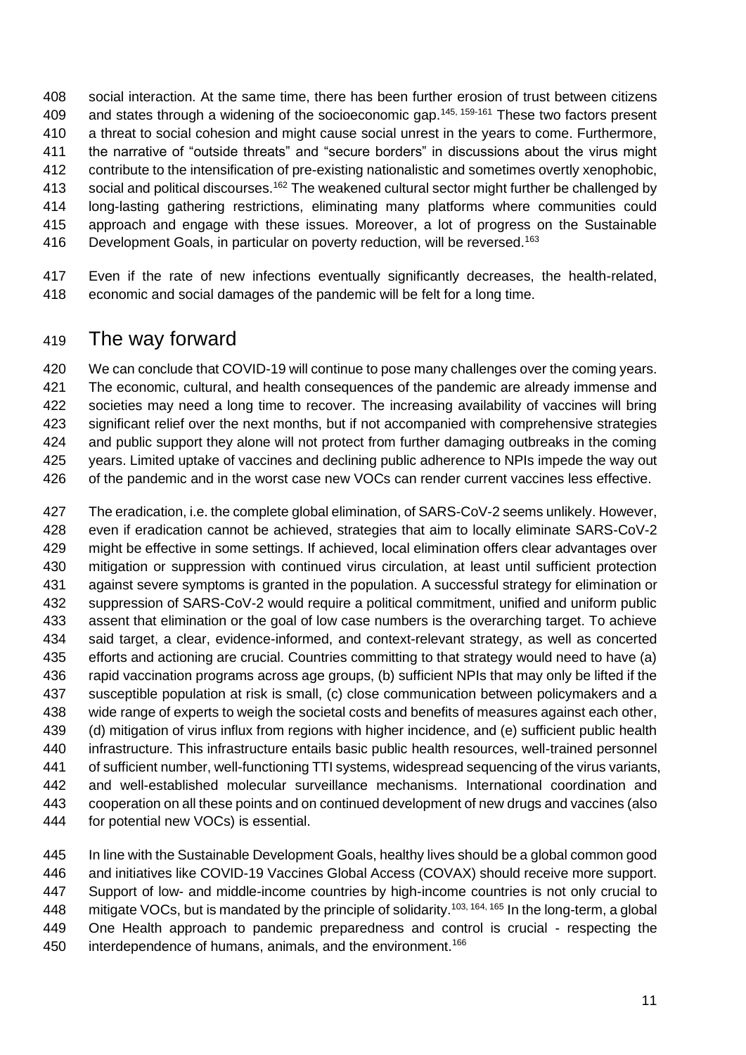social interaction. At the same time, there has been further erosion of trust between citizens and states through a widening of the socioeconomic gap.[145, 159-161] These two factors present a threat to social cohesion and might cause social unrest in the years to come. Furthermore, the narrative of "outside threats" and "secure borders" in discussions about the virus might contribute to the intensification of pre-existing nationalistic and sometimes overtly xenophobic, social and political discourses.[162] The weakened cultural sector might further be challenged by long-lasting gathering restrictions, eliminating many platforms where communities could approach and engage with these issues. Moreover, a lot of progress on the Sustainable Development Goals, in particular on poverty reduction, will be reversed.[163]

Even if the rate of new infections eventually significantly decreases, the health-related, economic and social damages of the pandemic will be felt for a long time.

# The way forward

We can conclude that COVID-19 will continue to pose many challenges over the coming years. The economic, cultural, and health consequences of the pandemic are already immense and societies may need a long time to recover. The increasing availability of vaccines will bring significant relief over the next months, but if not accompanied with comprehensive strategies and public support they alone will not protect from further damaging outbreaks in the coming years. Limited uptake of vaccines and declining public adherence to NPIs impede the way out of the pandemic and in the worst case new VOCs can render current vaccines less effective.

The eradication, i.e. the complete global elimination, of SARS-CoV-2 seems unlikely. However, even if eradication cannot be achieved, strategies that aim to locally eliminate SARS-CoV-2 might be effective in some settings. If achieved, local elimination offers clear advantages over mitigation or suppression with continued virus circulation, at least until sufficient protection against severe symptoms is granted in the population. A successful strategy for elimination or suppression of SARS-CoV-2 would require a political commitment, unified and uniform public assent that elimination or the goal of low case numbers is the overarching target. To achieve said target, a clear, evidence-informed, and context-relevant strategy, as well as concerted efforts and actioning are crucial. Countries committing to that strategy would need to have (a) rapid vaccination programs across age groups, (b) sufficient NPIs that may only be lifted if the susceptible population at risk is small, (c) close communication between policymakers and a wide range of experts to weigh the societal costs and benefits of measures against each other, (d) mitigation of virus influx from regions with higher incidence, and (e) sufficient public health infrastructure. This infrastructure entails basic public health resources, well-trained personnel of sufficient number, well-functioning TTI systems, widespread sequencing of the virus variants, and well-established molecular surveillance mechanisms. International coordination and cooperation on all these points and on continued development of new drugs and vaccines (also for potential new VOCs) is essential.

In line with the Sustainable Development Goals, healthy lives should be a global common good and initiatives like COVID-19 Vaccines Global Access (COVAX) should receive more support. Support of low- and middle-income countries by high-income countries is not only crucial to mitigate VOCs, but is mandated by the principle of solidarity.[103, 164, 165] In the long-term, a global One Health approach to pandemic preparedness and control is crucial - respecting the interdependence of humans, animals, and the environment.[166]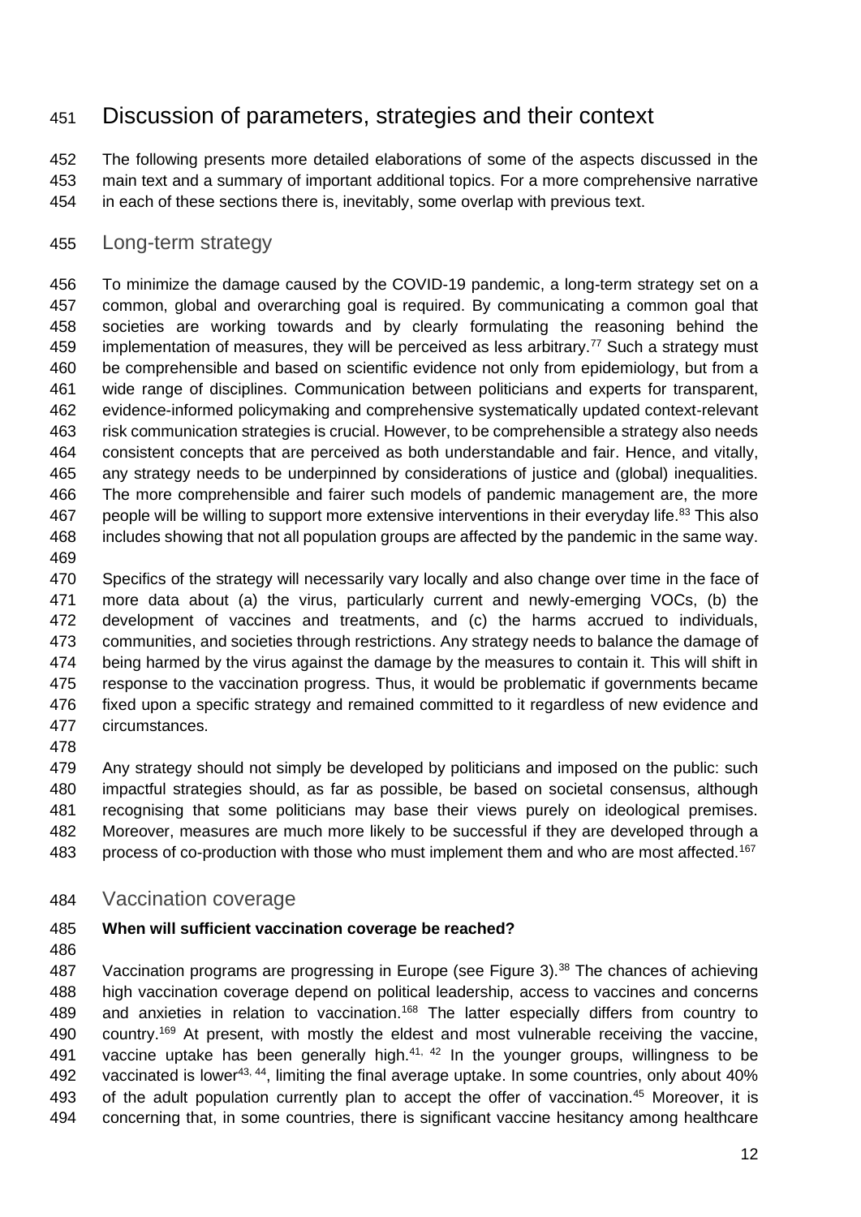# Discussion of parameters, strategies and their context

The following presents more detailed elaborations of some of the aspects discussed in the main text and a summary of important additional topics. For a more comprehensive narrative in each of these sections there is, inevitably, some overlap with previous text.

## Long-term strategy

To minimize the damage caused by the COVID-19 pandemic, a long-term strategy set on a common, global and overarching goal is required. By communicating a common goal that societies are working towards and by clearly formulating the reasoning behind the implementation of measures, they will be perceived as less arbitrary.[77] Such a strategy must be comprehensible and based on scientific evidence not only from epidemiology, but from a wide range of disciplines. Communication between politicians and experts for transparent, evidence-informed policymaking and comprehensive systematically updated context-relevant risk communication strategies is crucial. However, to be comprehensible a strategy also needs consistent concepts that are perceived as both understandable and fair. Hence, and vitally, any strategy needs to be underpinned by considerations of justice and (global) inequalities. The more comprehensible and fairer such models of pandemic management are, the more people will be willing to support more extensive interventions in their everyday life.[83] This also includes showing that not all population groups are affected by the pandemic in the same way.

Specifics of the strategy will necessarily vary locally and also change over time in the face of more data about (a) the virus, particularly current and newly-emerging VOCs, (b) the development of vaccines and treatments, and (c) the harms accrued to individuals, communities, and societies through restrictions. Any strategy needs to balance the damage of being harmed by the virus against the damage by the measures to contain it. This will shift in response to the vaccination progress. Thus, it would be problematic if governments became fixed upon a specific strategy and remained committed to it regardless of new evidence and circumstances.

Any strategy should not simply be developed by politicians and imposed on the public: such impactful strategies should, as far as possible, be based on societal consensus, although recognising that some politicians may base their views purely on ideological premises. Moreover, measures are much more likely to be successful if they are developed through a process of co-production with those who must implement them and who are most affected.[167]

## Vaccination coverage

**When will sufficient vaccination coverage be reached?**

Vaccination programs are progressing in Europe (see Figure 3).[38] The chances of achieving high vaccination coverage depend on political leadership, access to vaccines and concerns and anxieties in relation to vaccination.[168] The latter especially differs from country to country.[169] At present, with mostly the eldest and most vulnerable receiving the vaccine, vaccine uptake has been generally high.[41, 42] In the younger groups, willingness to be vaccinated is lower[43, 44], limiting the final average uptake. In some countries, only about 40% of the adult population currently plan to accept the offer of vaccination.[45] Moreover, it is concerning that, in some countries, there is significant vaccine hesitancy among healthcare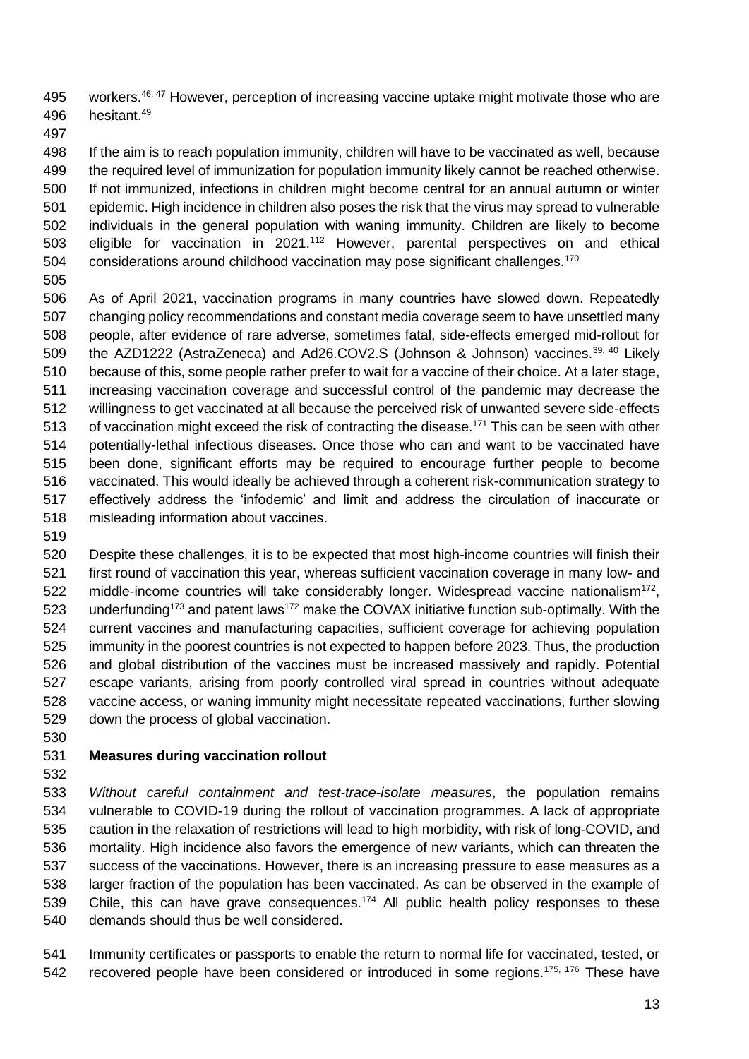workers.[46, 47] However, perception of increasing vaccine uptake might motivate those who are hesitant.[49]

If the aim is to reach population immunity, children will have to be vaccinated as well, because the required level of immunization for population immunity likely cannot be reached otherwise. If not immunized, infections in children might become central for an annual autumn or winter epidemic. High incidence in children also poses the risk that the virus may spread to vulnerable individuals in the general population with waning immunity. Children are likely to become eligible for vaccination in 2021.[112] However, parental perspectives on and ethical considerations around childhood vaccination may pose significant challenges.[170]

As of April 2021, vaccination programs in many countries have slowed down. Repeatedly changing policy recommendations and constant media coverage seem to have unsettled many people, after evidence of rare adverse, sometimes fatal, side-effects emerged mid-rollout for the AZD1222 (AstraZeneca) and Ad26.COV2.S (Johnson & Johnson) vaccines.[39, 40] Likely because of this, some people rather prefer to wait for a vaccine of their choice. At a later stage, increasing vaccination coverage and successful control of the pandemic may decrease the willingness to get vaccinated at all because the perceived risk of unwanted severe side-effects of vaccination might exceed the risk of contracting the disease.[171] This can be seen with other potentially-lethal infectious diseases. Once those who can and want to be vaccinated have been done, significant efforts may be required to encourage further people to become vaccinated. This would ideally be achieved through a coherent risk-communication strategy to effectively address the 'infodemic' and limit and address the circulation of inaccurate or misleading information about vaccines.

Despite these challenges, it is to be expected that most high-income countries will finish their first round of vaccination this year, whereas sufficient vaccination coverage in many low- and middle-income countries will take considerably longer. Widespread vaccine nationalism[172], underfunding[173] and patent laws[172] make the COVAX initiative function sub-optimally. With the current vaccines and manufacturing capacities, sufficient coverage for achieving population immunity in the poorest countries is not expected to happen before 2023. Thus, the production and global distribution of the vaccines must be increased massively and rapidly. Potential escape variants, arising from poorly controlled viral spread in countries without adequate vaccine access, or waning immunity might necessitate repeated vaccinations, further slowing down the process of global vaccination.

**Measures during vaccination rollout**

*Without careful containment and test-trace-isolate measures*, the population remains vulnerable to COVID-19 during the rollout of vaccination programmes. A lack of appropriate caution in the relaxation of restrictions will lead to high morbidity, with risk of long-COVID, and mortality. High incidence also favors the emergence of new variants, which can threaten the success of the vaccinations. However, there is an increasing pressure to ease measures as a larger fraction of the population has been vaccinated. As can be observed in the example of Chile, this can have grave consequences.[174] All public health policy responses to these demands should thus be well considered.

Immunity certificates or passports to enable the return to normal life for vaccinated, tested, or recovered people have been considered or introduced in some regions.[175, 176] These have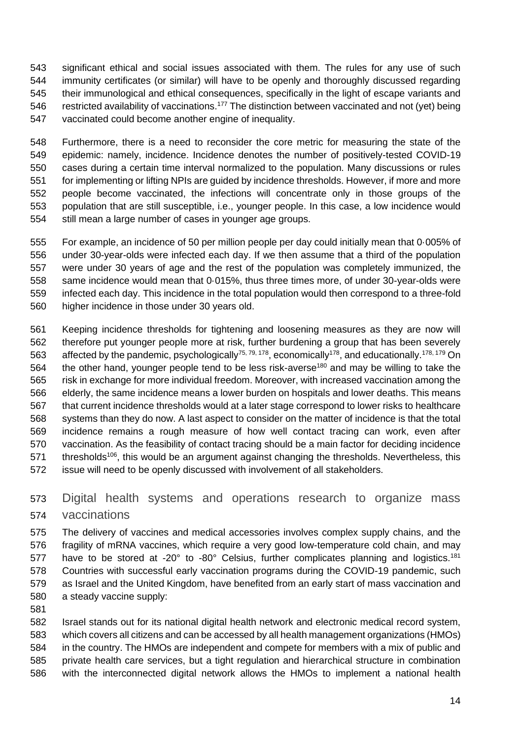significant ethical and social issues associated with them. The rules for any use of such immunity certificates (or similar) will have to be openly and thoroughly discussed regarding their immunological and ethical consequences, specifically in the light of escape variants and restricted availability of vaccinations.[177] The distinction between vaccinated and not (yet) being vaccinated could become another engine of inequality.

Furthermore, there is a need to reconsider the core metric for measuring the state of the epidemic: namely, incidence. Incidence denotes the number of positively-tested COVID-19 cases during a certain time interval normalized to the population. Many discussions or rules for implementing or lifting NPIs are guided by incidence thresholds. However, if more and more people become vaccinated, the infections will concentrate only in those groups of the population that are still susceptible, i.e., younger people. In this case, a low incidence would still mean a large number of cases in younger age groups.

For example, an incidence of 50 per million people per day could initially mean that 0·005% of under 30-year-olds were infected each day. If we then assume that a third of the population were under 30 years of age and the rest of the population was completely immunized, the same incidence would mean that 0·015%, thus three times more, of under 30-year-olds were infected each day. This incidence in the total population would then correspond to a three-fold higher incidence in those under 30 years old.

Keeping incidence thresholds for tightening and loosening measures as they are now will therefore put younger people more at risk, further burdening a group that has been severely affected by the pandemic, psychologically[75, 79, 178], economically[178], and educationally.[178, 179] On the other hand, younger people tend to be less risk-averse[180] and may be willing to take the risk in exchange for more individual freedom. Moreover, with increased vaccination among the elderly, the same incidence means a lower burden on hospitals and lower deaths. This means that current incidence thresholds would at a later stage correspond to lower risks to healthcare systems than they do now. A last aspect to consider on the matter of incidence is that the total incidence remains a rough measure of how well contact tracing can work, even after vaccination. As the feasibility of contact tracing should be a main factor for deciding incidence thresholds[106], this would be an argument against changing the thresholds. Nevertheless, this issue will need to be openly discussed with involvement of all stakeholders.

## Digital health systems and operations research to organize mass vaccinations

The delivery of vaccines and medical accessories involves complex supply chains, and the fragility of mRNA vaccines, which require a very good low-temperature cold chain, and may have to be stored at -20° to -80° Celsius, further complicates planning and logistics.[181] Countries with successful early vaccination programs during the COVID-19 pandemic, such as Israel and the United Kingdom, have benefited from an early start of mass vaccination and a steady vaccine supply:

Israel stands out for its national digital health network and electronic medical record system, which covers all citizens and can be accessed by all health management organizations (HMOs) in the country. The HMOs are independent and compete for members with a mix of public and private health care services, but a tight regulation and hierarchical structure in combination with the interconnected digital network allows the HMOs to implement a national health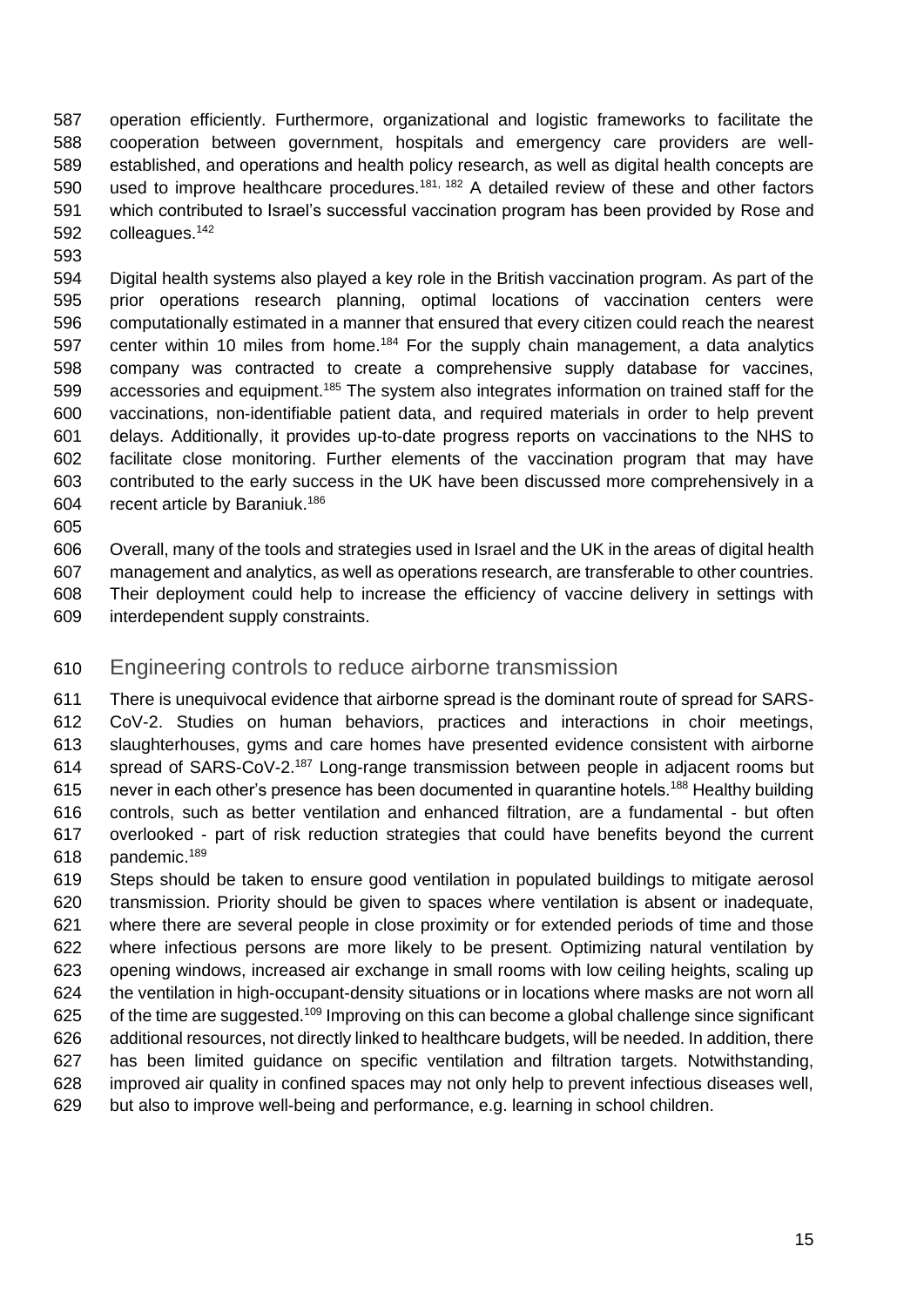operation efficiently. Furthermore, organizational and logistic frameworks to facilitate the cooperation between government, hospitals and emergency care providers are well-established, and operations and health policy research, as well as digital health concepts are used to improve healthcare procedures.[181, 182] A detailed review of these and other factors which contributed to Israel's successful vaccination program has been provided by Rose and colleagues.[142]

Digital health systems also played a key role in the British vaccination program. As part of the prior operations research planning, optimal locations of vaccination centers were computationally estimated in a manner that ensured that every citizen could reach the nearest center within 10 miles from home.[184] For the supply chain management, a data analytics company was contracted to create a comprehensive supply database for vaccines, accessories and equipment.[185] The system also integrates information on trained staff for the vaccinations, non-identifiable patient data, and required materials in order to help prevent delays. Additionally, it provides up-to-date progress reports on vaccinations to the NHS to facilitate close monitoring. Further elements of the vaccination program that may have contributed to the early success in the UK have been discussed more comprehensively in a recent article by Baraniuk.[186]

Overall, many of the tools and strategies used in Israel and the UK in the areas of digital health management and analytics, as well as operations research, are transferable to other countries. Their deployment could help to increase the efficiency of vaccine delivery in settings with interdependent supply constraints.

## Engineering controls to reduce airborne transmission

There is unequivocal evidence that airborne spread is the dominant route of spread for SARS-CoV-2. Studies on human behaviors, practices and interactions in choir meetings, slaughterhouses, gyms and care homes have presented evidence consistent with airborne spread of SARS-CoV-2.[187] Long-range transmission between people in adjacent rooms but never in each other's presence has been documented in quarantine hotels.[188] Healthy building controls, such as better ventilation and enhanced filtration, are a fundamental - but often overlooked - part of risk reduction strategies that could have benefits beyond the current pandemic.[189]

Steps should be taken to ensure good ventilation in populated buildings to mitigate aerosol transmission. Priority should be given to spaces where ventilation is absent or inadequate, where there are several people in close proximity or for extended periods of time and those where infectious persons are more likely to be present. Optimizing natural ventilation by opening windows, increased air exchange in small rooms with low ceiling heights, scaling up the ventilation in high-occupant-density situations or in locations where masks are not worn all of the time are suggested.[109] Improving on this can become a global challenge since significant additional resources, not directly linked to healthcare budgets, will be needed. In addition, there has been limited guidance on specific ventilation and filtration targets. Notwithstanding, improved air quality in confined spaces may not only help to prevent infectious diseases well, but also to improve well-being and performance, e.g. learning in school children.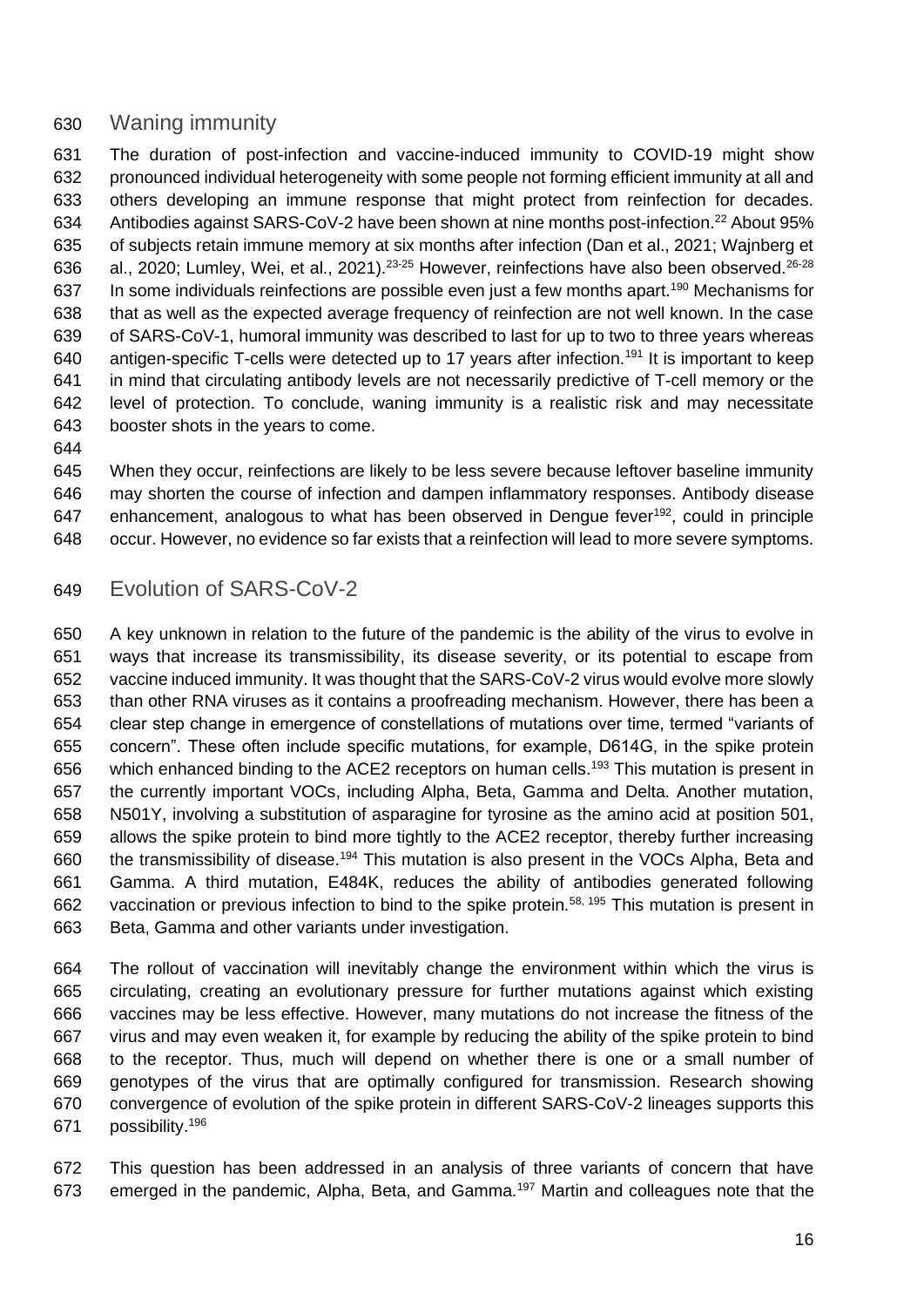## Waning immunity

The duration of post-infection and vaccine-induced immunity to COVID-19 might show pronounced individual heterogeneity with some people not forming efficient immunity at all and others developing an immune response that might protect from reinfection for decades. Antibodies against SARS-CoV-2 have been shown at nine months post-infection.[22] About 95% of subjects retain immune memory at six months after infection (Dan et al., 2021; Wajnberg et al., 2020; Lumley, Wei, et al., 2021).[23-25] However, reinfections have also been observed.[26-28] In some individuals reinfections are possible even just a few months apart.[190] Mechanisms for that as well as the expected average frequency of reinfection are not well known. In the case of SARS-CoV-1, humoral immunity was described to last for up to two to three years whereas antigen-specific T-cells were detected up to 17 years after infection.[191] It is important to keep in mind that circulating antibody levels are not necessarily predictive of T-cell memory or the level of protection. To conclude, waning immunity is a realistic risk and may necessitate booster shots in the years to come.

When they occur, reinfections are likely to be less severe because leftover baseline immunity may shorten the course of infection and dampen inflammatory responses. Antibody disease enhancement, analogous to what has been observed in Dengue fever[192], could in principle occur. However, no evidence so far exists that a reinfection will lead to more severe symptoms.

## Evolution of SARS-CoV-2

A key unknown in relation to the future of the pandemic is the ability of the virus to evolve in ways that increase its transmissibility, its disease severity, or its potential to escape from vaccine induced immunity. It was thought that the SARS-CoV-2 virus would evolve more slowly than other RNA viruses as it contains a proofreading mechanism. However, there has been a clear step change in emergence of constellations of mutations over time, termed "variants of concern". These often include specific mutations, for example, D614G, in the spike protein which enhanced binding to the ACE2 receptors on human cells.[193] This mutation is present in the currently important VOCs, including Alpha, Beta, Gamma and Delta. Another mutation, N501Y, involving a substitution of asparagine for tyrosine as the amino acid at position 501, allows the spike protein to bind more tightly to the ACE2 receptor, thereby further increasing the transmissibility of disease.[194] This mutation is also present in the VOCs Alpha, Beta and Gamma. A third mutation, E484K, reduces the ability of antibodies generated following vaccination or previous infection to bind to the spike protein.[58, 195] This mutation is present in Beta, Gamma and other variants under investigation.

The rollout of vaccination will inevitably change the environment within which the virus is circulating, creating an evolutionary pressure for further mutations against which existing vaccines may be less effective. However, many mutations do not increase the fitness of the virus and may even weaken it, for example by reducing the ability of the spike protein to bind to the receptor. Thus, much will depend on whether there is one or a small number of genotypes of the virus that are optimally configured for transmission. Research showing convergence of evolution of the spike protein in different SARS-CoV-2 lineages supports this possibility.[196]

This question has been addressed in an analysis of three variants of concern that have emerged in the pandemic, Alpha, Beta, and Gamma.[197] Martin and colleagues note that the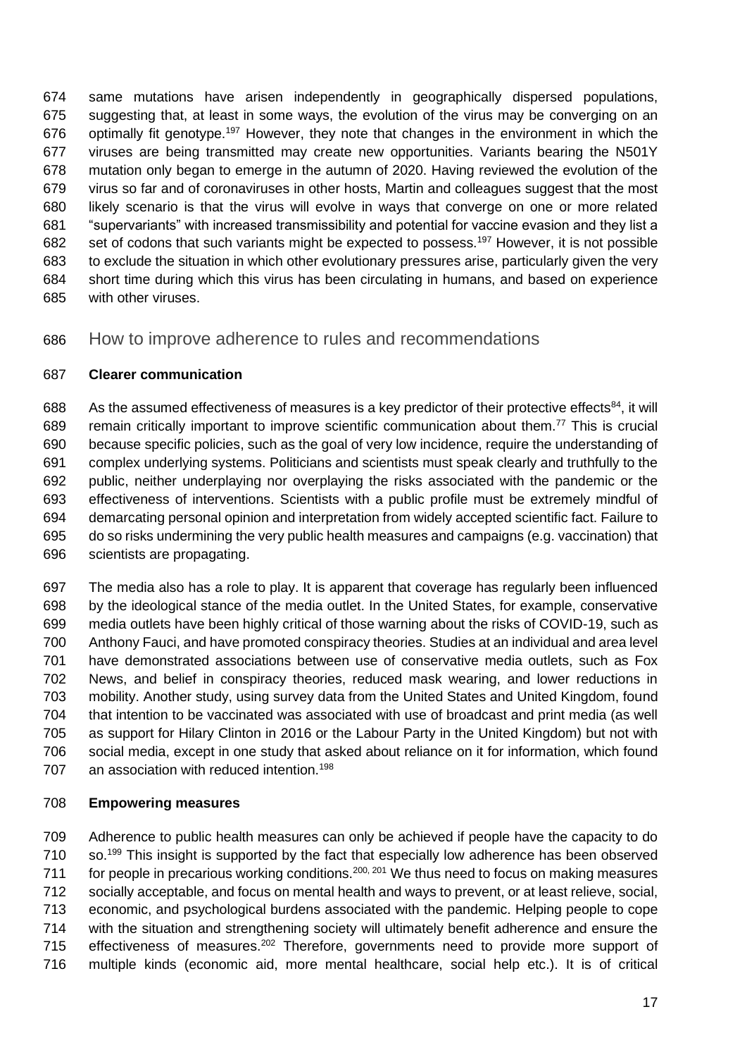same mutations have arisen independently in geographically dispersed populations, suggesting that, at least in some ways, the evolution of the virus may be converging on an optimally fit genotype.[197] However, they note that changes in the environment in which the viruses are being transmitted may create new opportunities. Variants bearing the N501Y mutation only began to emerge in the autumn of 2020. Having reviewed the evolution of the virus so far and of coronaviruses in other hosts, Martin and colleagues suggest that the most likely scenario is that the virus will evolve in ways that converge on one or more related "supervariants" with increased transmissibility and potential for vaccine evasion and they list a set of codons that such variants might be expected to possess.[197] However, it is not possible to exclude the situation in which other evolutionary pressures arise, particularly given the very short time during which this virus has been circulating in humans, and based on experience with other viruses.

## How to improve adherence to rules and recommendations

**Clearer communication**

As the assumed effectiveness of measures is a key predictor of their protective effects[84], it will remain critically important to improve scientific communication about them.[77] This is crucial because specific policies, such as the goal of very low incidence, require the understanding of complex underlying systems. Politicians and scientists must speak clearly and truthfully to the public, neither underplaying nor overplaying the risks associated with the pandemic or the effectiveness of interventions. Scientists with a public profile must be extremely mindful of demarcating personal opinion and interpretation from widely accepted scientific fact. Failure to do so risks undermining the very public health measures and campaigns (e.g. vaccination) that scientists are propagating.

The media also has a role to play. It is apparent that coverage has regularly been influenced by the ideological stance of the media outlet. In the United States, for example, conservative media outlets have been highly critical of those warning about the risks of COVID-19, such as Anthony Fauci, and have promoted conspiracy theories. Studies at an individual and area level have demonstrated associations between use of conservative media outlets, such as Fox News, and belief in conspiracy theories, reduced mask wearing, and lower reductions in mobility. Another study, using survey data from the United States and United Kingdom, found that intention to be vaccinated was associated with use of broadcast and print media (as well as support for Hilary Clinton in 2016 or the Labour Party in the United Kingdom) but not with social media, except in one study that asked about reliance on it for information, which found an association with reduced intention.[198]

**Empowering measures**

Adherence to public health measures can only be achieved if people have the capacity to do so.[199] This insight is supported by the fact that especially low adherence has been observed for people in precarious working conditions.[200, 201] We thus need to focus on making measures socially acceptable, and focus on mental health and ways to prevent, or at least relieve, social, economic, and psychological burdens associated with the pandemic. Helping people to cope with the situation and strengthening society will ultimately benefit adherence and ensure the effectiveness of measures.[202] Therefore, governments need to provide more support of multiple kinds (economic aid, more mental healthcare, social help etc.). It is of critical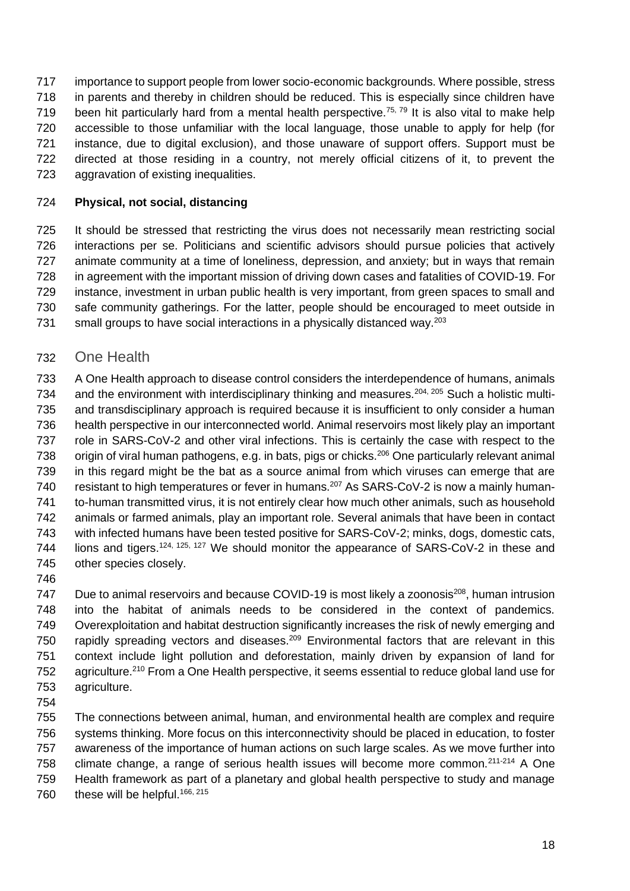importance to support people from lower socio-economic backgrounds. Where possible, stress in parents and thereby in children should be reduced. This is especially since children have been hit particularly hard from a mental health perspective.[75, 79] It is also vital to make help accessible to those unfamiliar with the local language, those unable to apply for help (for instance, due to digital exclusion), and those unaware of support offers. Support must be directed at those residing in a country, not merely official citizens of it, to prevent the aggravation of existing inequalities.

**Physical, not social, distancing**

It should be stressed that restricting the virus does not necessarily mean restricting social interactions per se. Politicians and scientific advisors should pursue policies that actively animate community at a time of loneliness, depression, and anxiety; but in ways that remain in agreement with the important mission of driving down cases and fatalities of COVID-19. For instance, investment in urban public health is very important, from green spaces to small and safe community gatherings. For the latter, people should be encouraged to meet outside in small groups to have social interactions in a physically distanced way.[203]

## One Health

A One Health approach to disease control considers the interdependence of humans, animals and the environment with interdisciplinary thinking and measures.[204, 205] Such a holistic multi- and transdisciplinary approach is required because it is insufficient to only consider a human health perspective in our interconnected world. Animal reservoirs most likely play an important role in SARS-CoV-2 and other viral infections. This is certainly the case with respect to the origin of viral human pathogens, e.g. in bats, pigs or chicks.[206] One particularly relevant animal in this regard might be the bat as a source animal from which viruses can emerge that are resistant to high temperatures or fever in humans.[207] As SARS-CoV-2 is now a mainly human-to-human transmitted virus, it is not entirely clear how much other animals, such as household animals or farmed animals, play an important role. Several animals that have been in contact with infected humans have been tested positive for SARS-CoV-2; minks, dogs, domestic cats, lions and tigers.[124, 125, 127] We should monitor the appearance of SARS-CoV-2 in these and other species closely.

Due to animal reservoirs and because COVID-19 is most likely a zoonosis[208], human intrusion into the habitat of animals needs to be considered in the context of pandemics. Overexploitation and habitat destruction significantly increases the risk of newly emerging and rapidly spreading vectors and diseases.[209] Environmental factors that are relevant in this context include light pollution and deforestation, mainly driven by expansion of land for agriculture.[210] From a One Health perspective, it seems essential to reduce global land use for agriculture.

The connections between animal, human, and environmental health are complex and require systems thinking. More focus on this interconnectivity should be placed in education, to foster awareness of the importance of human actions on such large scales. As we move further into climate change, a range of serious health issues will become more common.[211-214] A One Health framework as part of a planetary and global health perspective to study and manage these will be helpful.[166, 215]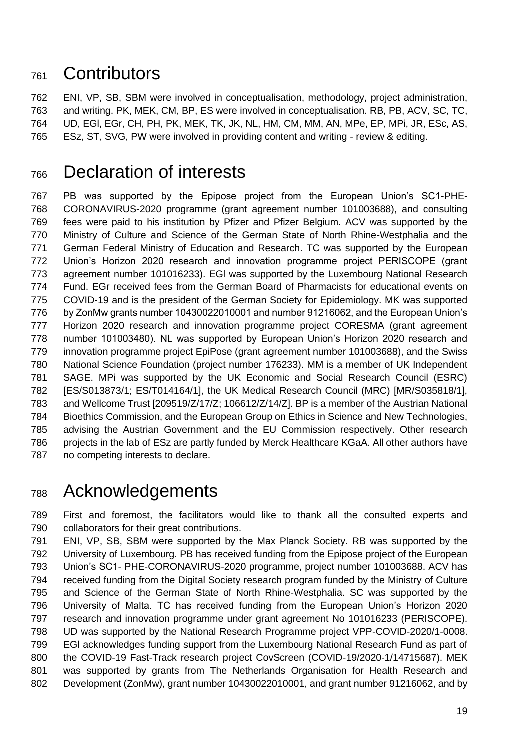# Contributors

ENI, VP, SB, SBM were involved in conceptualisation, methodology, project administration, and writing. PK, MEK, CM, BP, ES were involved in conceptualisation. RB, PB, ACV, SC, TC, UD, EGl, EGr, CH, PH, PK, MEK, TK, JK, NL, HM, CM, MM, AN, MPe, EP, MPi, JR, ESc, AS, ESz, ST, SVG, PW were involved in providing content and writing - review & editing.

# Declaration of interests

PB was supported by the Epipose project from the European Union's SC1-PHE-CORONAVIRUS-2020 programme (grant agreement number 101003688), and consulting fees were paid to his institution by Pfizer and Pfizer Belgium. ACV was supported by the Ministry of Culture and Science of the German State of North Rhine-Westphalia and the German Federal Ministry of Education and Research. TC was supported by the European Union's Horizon 2020 research and innovation programme project PERISCOPE (grant agreement number 101016233). EGl was supported by the Luxembourg National Research Fund. EGr received fees from the German Board of Pharmacists for educational events on COVID-19 and is the president of the German Society for Epidemiology. MK was supported by ZonMw grants number 10430022010001 and number 91216062, and the European Union's Horizon 2020 research and innovation programme project CORESMA (grant agreement number 101003480). NL was supported by European Union's Horizon 2020 research and innovation programme project EpiPose (grant agreement number 101003688), and the Swiss National Science Foundation (project number 176233). MM is a member of UK Independent SAGE. MPi was supported by the UK Economic and Social Research Council (ESRC) [ES/S013873/1; ES/T014164/1], the UK Medical Research Council (MRC) [MR/S035818/1], and Wellcome Trust [209519/Z/17/Z; 106612/Z/14/Z]. BP is a member of the Austrian National Bioethics Commission, and the European Group on Ethics in Science and New Technologies, advising the Austrian Government and the EU Commission respectively. Other research projects in the lab of ESz are partly funded by Merck Healthcare KGaA. All other authors have no competing interests to declare.

# Acknowledgements

First and foremost, the facilitators would like to thank all the consulted experts and collaborators for their great contributions.

ENI, VP, SB, SBM were supported by the Max Planck Society. RB was supported by the University of Luxembourg. PB has received funding from the Epipose project of the European Union's SC1- PHE-CORONAVIRUS-2020 programme, project number 101003688. ACV has received funding from the Digital Society research program funded by the Ministry of Culture and Science of the German State of North Rhine-Westphalia. SC was supported by the University of Malta. TC has received funding from the European Union's Horizon 2020 research and innovation programme under grant agreement No 101016233 (PERISCOPE). UD was supported by the National Research Programme project VPP-COVID-2020/1-0008. EGl acknowledges funding support from the Luxembourg National Research Fund as part of the COVID-19 Fast-Track research project CovScreen (COVID-19/2020-1/14715687). MEK was supported by grants from The Netherlands Organisation for Health Research and Development (ZonMw), grant number 10430022010001, and grant number 91216062, and by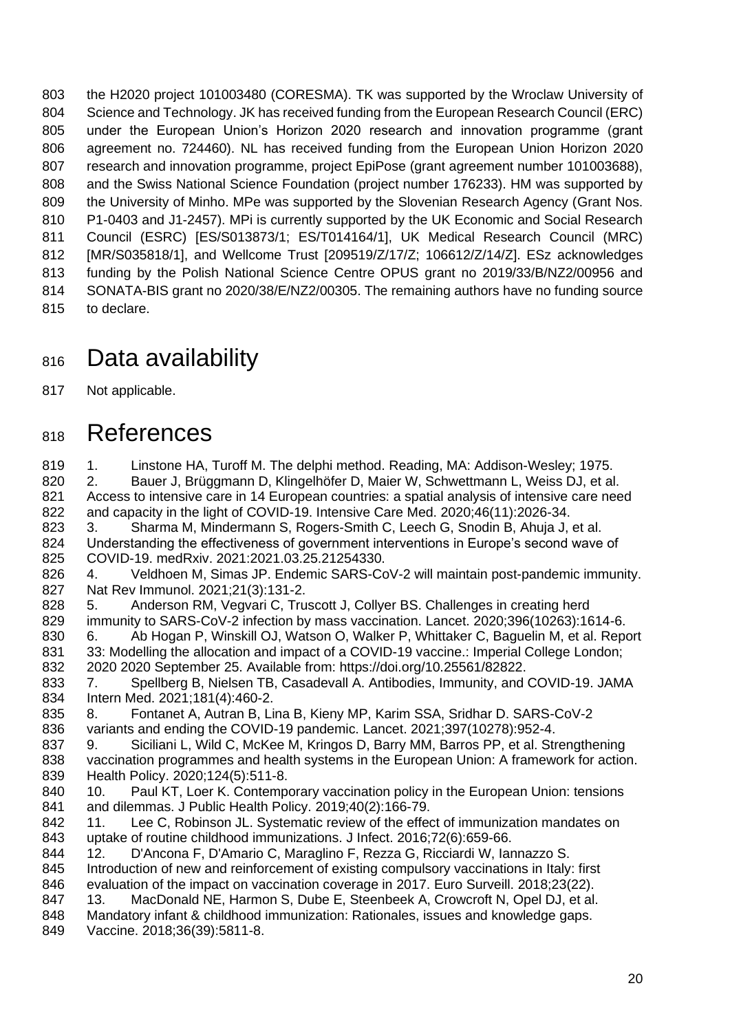the H2020 project 101003480 (CORESMA). TK was supported by the Wroclaw University of Science and Technology. JK has received funding from the European Research Council (ERC) under the European Union's Horizon 2020 research and innovation programme (grant agreement no. 724460). NL has received funding from the European Union Horizon 2020 research and innovation programme, project EpiPose (grant agreement number 101003688), and the Swiss National Science Foundation (project number 176233). HM was supported by the University of Minho. MPe was supported by the Slovenian Research Agency (Grant Nos. P1-0403 and J1-2457). MPi is currently supported by the UK Economic and Social Research Council (ESRC) [ES/S013873/1; ES/T014164/1], UK Medical Research Council (MRC) [MR/S035818/1], and Wellcome Trust [209519/Z/17/Z; 106612/Z/14/Z]. ESz acknowledges funding by the Polish National Science Centre OPUS grant no 2019/33/B/NZ2/00956 and SONATA-BIS grant no 2020/38/E/NZ2/00305. The remaining authors have no funding source to declare.

# Data availability

Not applicable.

# References

1. Linstone HA, Turoff M. The delphi method. Reading, MA: Addison-Wesley; 1975.
2. Bauer J, Brüggmann D, Klingelhöfer D, Maier W, Schwettmann L, Weiss DJ, et al. Access to intensive care in 14 European countries: a spatial analysis of intensive care need and capacity in the light of COVID-19. Intensive Care Med. 2020;46(11):2026-34.
3. Sharma M, Mindermann S, Rogers-Smith C, Leech G, Snodin B, Ahuja J, et al. Understanding the effectiveness of government interventions in Europe's second wave of COVID-19. medRxiv. 2021:2021.03.25.21254330.
4. Veldhoen M, Simas JP. Endemic SARS-CoV-2 will maintain post-pandemic immunity. Nat Rev Immunol. 2021;21(3):131-2.
5. Anderson RM, Vegvari C, Truscott J, Collyer BS. Challenges in creating herd immunity to SARS-CoV-2 infection by mass vaccination. Lancet. 2020;396(10263):1614-6.
6. Ab Hogan P, Winskill OJ, Watson O, Walker P, Whittaker C, Baguelin M, et al. Report 33: Modelling the allocation and impact of a COVID-19 vaccine.: Imperial College London; 2020 2020 September 25. Available from: https://doi.org/10.25561/82822.
7. Spellberg B, Nielsen TB, Casadevall A. Antibodies, Immunity, and COVID-19. JAMA Intern Med. 2021;181(4):460-2.
8. Fontanet A, Autran B, Lina B, Kieny MP, Karim SSA, Sridhar D. SARS-CoV-2 variants and ending the COVID-19 pandemic. Lancet. 2021;397(10278):952-4.
9. Siciliani L, Wild C, McKee M, Kringos D, Barry MM, Barros PP, et al. Strengthening vaccination programmes and health systems in the European Union: A framework for action. Health Policy. 2020;124(5):511-8.
10. Paul KT, Loer K. Contemporary vaccination policy in the European Union: tensions and dilemmas. J Public Health Policy. 2019;40(2):166-79.
11. Lee C, Robinson JL. Systematic review of the effect of immunization mandates on uptake of routine childhood immunizations. J Infect. 2016;72(6):659-66.
12. D'Ancona F, D'Amario C, Maraglino F, Rezza G, Ricciardi W, Iannazzo S. Introduction of new and reinforcement of existing compulsory vaccinations in Italy: first evaluation of the impact on vaccination coverage in 2017. Euro Surveill. 2018;23(22).
13. MacDonald NE, Harmon S, Dube E, Steenbeek A, Crowcroft N, Opel DJ, et al. Mandatory infant & childhood immunization: Rationales, issues and knowledge gaps. Vaccine. 2018;36(39):5811-8.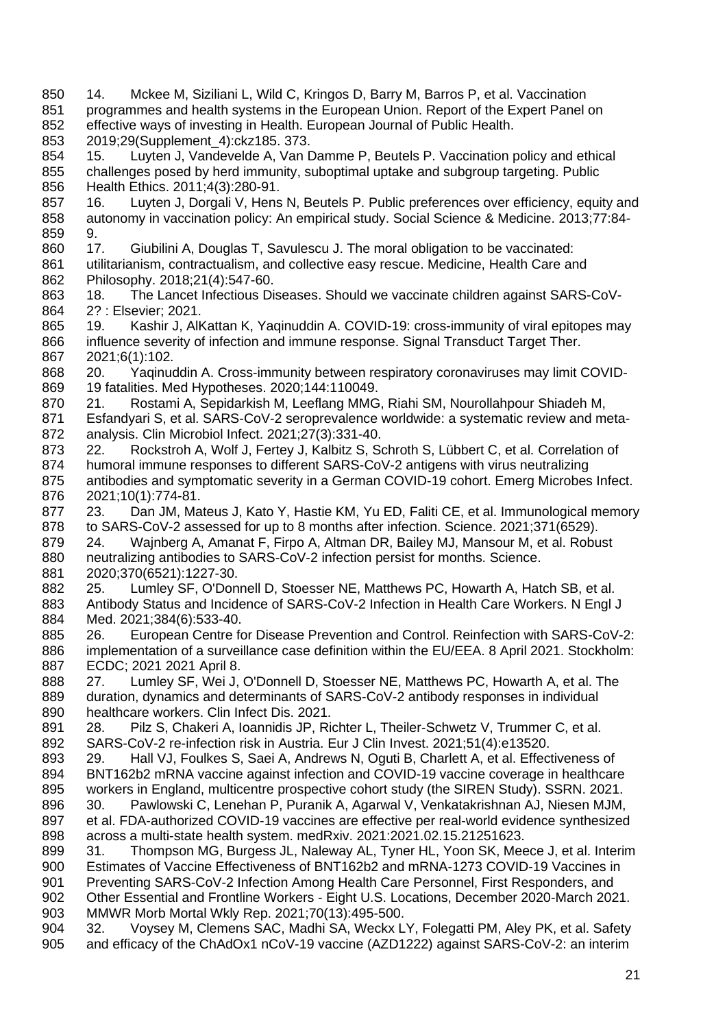14. Mckee M, Siziliani L, Wild C, Kringos D, Barry M, Barros P, et al. Vaccination programmes and health systems in the European Union. Report of the Expert Panel on effective ways of investing in Health. European Journal of Public Health. 2019;29(Supplement_4):ckz185. 373.
15. Luyten J, Vandevelde A, Van Damme P, Beutels P. Vaccination policy and ethical challenges posed by herd immunity, suboptimal uptake and subgroup targeting. Public Health Ethics. 2011;4(3):280-91.
16. Luyten J, Dorgali V, Hens N, Beutels P. Public preferences over efficiency, equity and autonomy in vaccination policy: An empirical study. Social Science & Medicine. 2013;77:84-9.
17. Giubilini A, Douglas T, Savulescu J. The moral obligation to be vaccinated: utilitarianism, contractualism, and collective easy rescue. Medicine, Health Care and Philosophy. 2018;21(4):547-60.
18. The Lancet Infectious Diseases. Should we vaccinate children against SARS-CoV-2? : Elsevier; 2021.
19. Kashir J, AlKattan K, Yaqinuddin A. COVID-19: cross-immunity of viral epitopes may influence severity of infection and immune response. Signal Transduct Target Ther. 2021;6(1):102.
20. Yaqinuddin A. Cross-immunity between respiratory coronaviruses may limit COVID-19 fatalities. Med Hypotheses. 2020;144:110049.
21. Rostami A, Sepidarkish M, Leeflang MMG, Riahi SM, Nourollahpour Shiadeh M, Esfandyari S, et al. SARS-CoV-2 seroprevalence worldwide: a systematic review and meta-analysis. Clin Microbiol Infect. 2021;27(3):331-40.
22. Rockstroh A, Wolf J, Fertey J, Kalbitz S, Schroth S, Lübbert C, et al. Correlation of humoral immune responses to different SARS-CoV-2 antigens with virus neutralizing antibodies and symptomatic severity in a German COVID-19 cohort. Emerg Microbes Infect. 2021;10(1):774-81.
23. Dan JM, Mateus J, Kato Y, Hastie KM, Yu ED, Faliti CE, et al. Immunological memory to SARS-CoV-2 assessed for up to 8 months after infection. Science. 2021;371(6529).
24. Wajnberg A, Amanat F, Firpo A, Altman DR, Bailey MJ, Mansour M, et al. Robust neutralizing antibodies to SARS-CoV-2 infection persist for months. Science. 2020;370(6521):1227-30.
25. Lumley SF, O'Donnell D, Stoesser NE, Matthews PC, Howarth A, Hatch SB, et al. Antibody Status and Incidence of SARS-CoV-2 Infection in Health Care Workers. N Engl J Med. 2021;384(6):533-40.
26. European Centre for Disease Prevention and Control. Reinfection with SARS-CoV-2: implementation of a surveillance case definition within the EU/EEA. 8 April 2021. Stockholm: ECDC; 2021 2021 April 8.
27. Lumley SF, Wei J, O'Donnell D, Stoesser NE, Matthews PC, Howarth A, et al. The duration, dynamics and determinants of SARS-CoV-2 antibody responses in individual healthcare workers. Clin Infect Dis. 2021.
28. Pilz S, Chakeri A, Ioannidis JP, Richter L, Theiler-Schwetz V, Trummer C, et al. SARS-CoV-2 re-infection risk in Austria. Eur J Clin Invest. 2021;51(4):e13520.
29. Hall VJ, Foulkes S, Saei A, Andrews N, Oguti B, Charlett A, et al. Effectiveness of BNT162b2 mRNA vaccine against infection and COVID-19 vaccine coverage in healthcare workers in England, multicentre prospective cohort study (the SIREN Study). SSRN. 2021.
30. Pawlowski C, Lenehan P, Puranik A, Agarwal V, Venkatakrishnan AJ, Niesen MJM, et al. FDA-authorized COVID-19 vaccines are effective per real-world evidence synthesized across a multi-state health system. medRxiv. 2021:2021.02.15.21251623.
31. Thompson MG, Burgess JL, Naleway AL, Tyner HL, Yoon SK, Meece J, et al. Interim Estimates of Vaccine Effectiveness of BNT162b2 and mRNA-1273 COVID-19 Vaccines in Preventing SARS-CoV-2 Infection Among Health Care Personnel, First Responders, and Other Essential and Frontline Workers - Eight U.S. Locations, December 2020-March 2021. MMWR Morb Mortal Wkly Rep. 2021;70(13):495-500.
32. Voysey M, Clemens SAC, Madhi SA, Weckx LY, Folegatti PM, Aley PK, et al. Safety and efficacy of the ChAdOx1 nCoV-19 vaccine (AZD1222) against SARS-CoV-2: an interim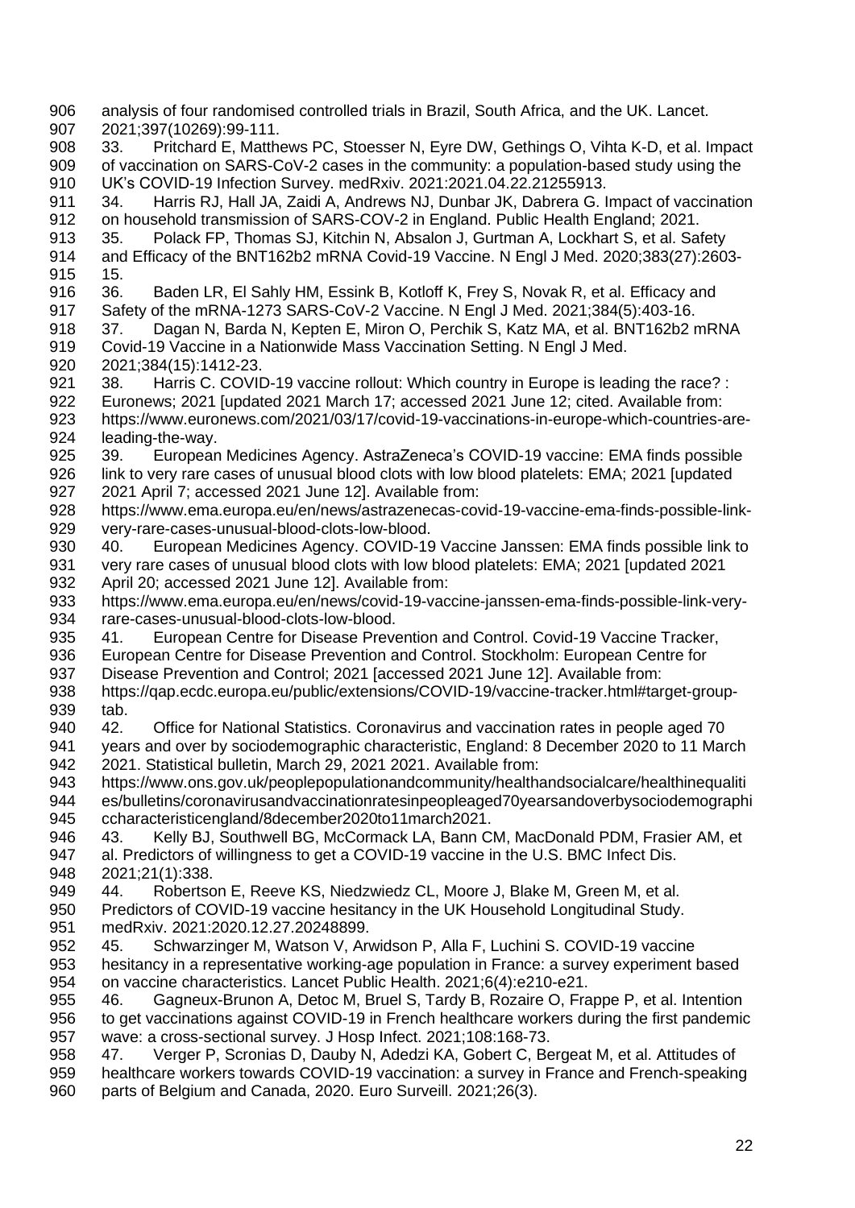analysis of four randomised controlled trials in Brazil, South Africa, and the UK. Lancet. 2021;397(10269):99-111.

33. Pritchard E, Matthews PC, Stoesser N, Eyre DW, Gethings O, Vihta K-D, et al. Impact of vaccination on SARS-CoV-2 cases in the community: a population-based study using the UK's COVID-19 Infection Survey. medRxiv. 2021:2021.04.22.21255913.

34. Harris RJ, Hall JA, Zaidi A, Andrews NJ, Dunbar JK, Dabrera G. Impact of vaccination on household transmission of SARS-COV-2 in England. Public Health England; 2021.

35. Polack FP, Thomas SJ, Kitchin N, Absalon J, Gurtman A, Lockhart S, et al. Safety and Efficacy of the BNT162b2 mRNA Covid-19 Vaccine. N Engl J Med. 2020;383(27):2603-15.

36. Baden LR, El Sahly HM, Essink B, Kotloff K, Frey S, Novak R, et al. Efficacy and Safety of the mRNA-1273 SARS-CoV-2 Vaccine. N Engl J Med. 2021;384(5):403-16.

37. Dagan N, Barda N, Kepten E, Miron O, Perchik S, Katz MA, et al. BNT162b2 mRNA Covid-19 Vaccine in a Nationwide Mass Vaccination Setting. N Engl J Med. 2021;384(15):1412-23.

38. Harris C. COVID-19 vaccine rollout: Which country in Europe is leading the race? : Euronews; 2021 [updated 2021 March 17; accessed 2021 June 12; cited. Available from: https://www.euronews.com/2021/03/17/covid-19-vaccinations-in-europe-which-countries-are-leading-the-way.

39. European Medicines Agency. AstraZeneca's COVID-19 vaccine: EMA finds possible link to very rare cases of unusual blood clots with low blood platelets: EMA; 2021 [updated 2021 April 7; accessed 2021 June 12]. Available from: https://www.ema.europa.eu/en/news/astrazenecas-covid-19-vaccine-ema-finds-possible-link-very-rare-cases-unusual-blood-clots-low-blood.

40. European Medicines Agency. COVID-19 Vaccine Janssen: EMA finds possible link to very rare cases of unusual blood clots with low blood platelets: EMA; 2021 [updated 2021 April 20; accessed 2021 June 12]. Available from: https://www.ema.europa.eu/en/news/covid-19-vaccine-janssen-ema-finds-possible-link-very-rare-cases-unusual-blood-clots-low-blood.

41. European Centre for Disease Prevention and Control. Covid-19 Vaccine Tracker, European Centre for Disease Prevention and Control. Stockholm: European Centre for Disease Prevention and Control; 2021 [accessed 2021 June 12]. Available from: https://qap.ecdc.europa.eu/public/extensions/COVID-19/vaccine-tracker.html#target-group-tab.

42. Office for National Statistics. Coronavirus and vaccination rates in people aged 70 years and over by sociodemographic characteristic, England: 8 December 2020 to 11 March 2021. Statistical bulletin, March 29, 2021 2021. Available from: https://www.ons.gov.uk/peoplepopulationandcommunity/healthandsocialcare/healthinequalities/bulletins/coronavirusandvaccinationratesinpeopleaged70yearsandoverbysociodemographiccharacteristicengland/8december2020to11march2021.

43. Kelly BJ, Southwell BG, McCormack LA, Bann CM, MacDonald PDM, Frasier AM, et al. Predictors of willingness to get a COVID-19 vaccine in the U.S. BMC Infect Dis. 2021;21(1):338.

44. Robertson E, Reeve KS, Niedzwiedz CL, Moore J, Blake M, Green M, et al. Predictors of COVID-19 vaccine hesitancy in the UK Household Longitudinal Study. medRxiv. 2021:2020.12.27.20248899.

45. Schwarzinger M, Watson V, Arwidson P, Alla F, Luchini S. COVID-19 vaccine hesitancy in a representative working-age population in France: a survey experiment based on vaccine characteristics. Lancet Public Health. 2021;6(4):e210-e21.

46. Gagneux-Brunon A, Detoc M, Bruel S, Tardy B, Rozaire O, Frappe P, et al. Intention to get vaccinations against COVID-19 in French healthcare workers during the first pandemic wave: a cross-sectional survey. J Hosp Infect. 2021;108:168-73.

47. Verger P, Scronias D, Dauby N, Adedzi KA, Gobert C, Bergeat M, et al. Attitudes of healthcare workers towards COVID-19 vaccination: a survey in France and French-speaking parts of Belgium and Canada, 2020. Euro Surveill. 2021;26(3).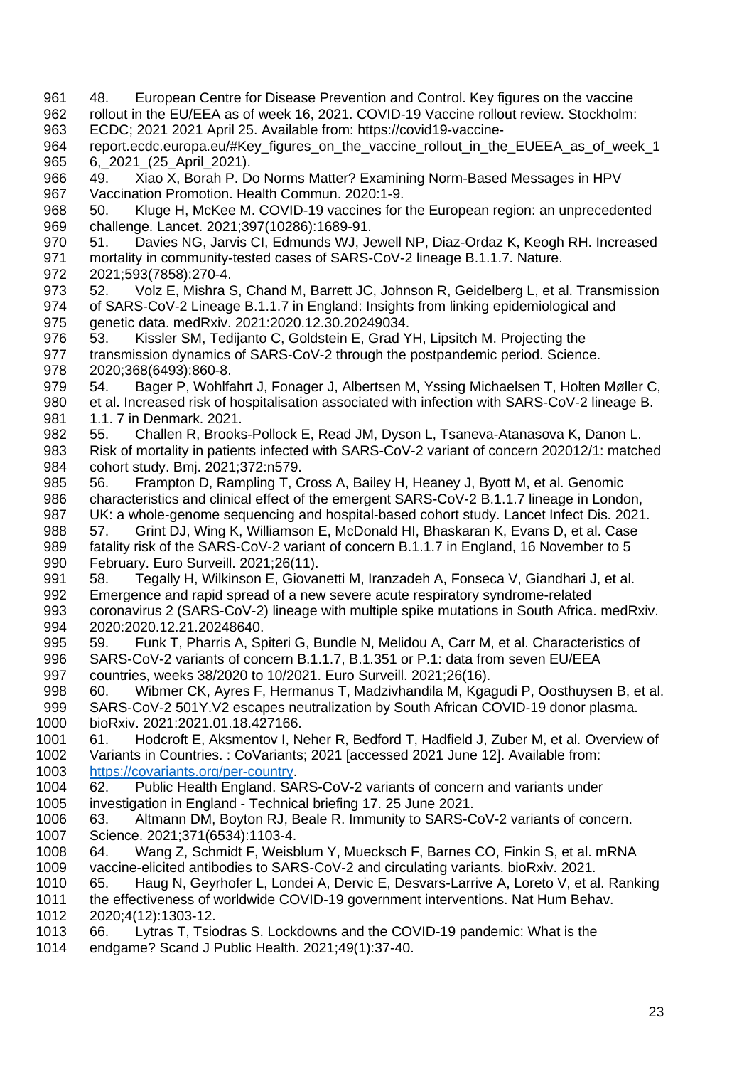48. European Centre for Disease Prevention and Control. Key figures on the vaccine rollout in the EU/EEA as of week 16, 2021. COVID-19 Vaccine rollout review. Stockholm: ECDC; 2021 2021 April 25. Available from: https://covid19-vaccine-report.ecdc.europa.eu/#Key_figures_on_the_vaccine_rollout_in_the_EUEEA_as_of_week_16,_2021_(25_April_2021).

49. Xiao X, Borah P. Do Norms Matter? Examining Norm-Based Messages in HPV Vaccination Promotion. Health Commun. 2020:1-9.

50. Kluge H, McKee M. COVID-19 vaccines for the European region: an unprecedented challenge. Lancet. 2021;397(10286):1689-91.

51. Davies NG, Jarvis CI, Edmunds WJ, Jewell NP, Diaz-Ordaz K, Keogh RH. Increased mortality in community-tested cases of SARS-CoV-2 lineage B.1.1.7. Nature. 2021;593(7858):270-4.

52. Volz E, Mishra S, Chand M, Barrett JC, Johnson R, Geidelberg L, et al. Transmission of SARS-CoV-2 Lineage B.1.1.7 in England: Insights from linking epidemiological and genetic data. medRxiv. 2021:2020.12.30.20249034.

53. Kissler SM, Tedijanto C, Goldstein E, Grad YH, Lipsitch M. Projecting the transmission dynamics of SARS-CoV-2 through the postpandemic period. Science. 2020;368(6493):860-8.

54. Bager P, Wohlfahrt J, Fonager J, Albertsen M, Yssing Michaelsen T, Holten Møller C, et al. Increased risk of hospitalisation associated with infection with SARS-CoV-2 lineage B. 1.1. 7 in Denmark. 2021.

55. Challen R, Brooks-Pollock E, Read JM, Dyson L, Tsaneva-Atanasova K, Danon L. Risk of mortality in patients infected with SARS-CoV-2 variant of concern 202012/1: matched cohort study. Bmj. 2021;372:n579.

56. Frampton D, Rampling T, Cross A, Bailey H, Heaney J, Byott M, et al. Genomic characteristics and clinical effect of the emergent SARS-CoV-2 B.1.1.7 lineage in London, UK: a whole-genome sequencing and hospital-based cohort study. Lancet Infect Dis. 2021.

57. Grint DJ, Wing K, Williamson E, McDonald HI, Bhaskaran K, Evans D, et al. Case fatality risk of the SARS-CoV-2 variant of concern B.1.1.7 in England, 16 November to 5 February. Euro Surveill. 2021;26(11).

58. Tegally H, Wilkinson E, Giovanetti M, Iranzadeh A, Fonseca V, Giandhari J, et al. Emergence and rapid spread of a new severe acute respiratory syndrome-related coronavirus 2 (SARS-CoV-2) lineage with multiple spike mutations in South Africa. medRxiv. 2020:2020.12.21.20248640.

59. Funk T, Pharris A, Spiteri G, Bundle N, Melidou A, Carr M, et al. Characteristics of SARS-CoV-2 variants of concern B.1.1.7, B.1.351 or P.1: data from seven EU/EEA countries, weeks 38/2020 to 10/2021. Euro Surveill. 2021;26(16).

60. Wibmer CK, Ayres F, Hermanus T, Madzivhandila M, Kgagudi P, Oosthuysen B, et al. SARS-CoV-2 501Y.V2 escapes neutralization by South African COVID-19 donor plasma. bioRxiv. 2021:2021.01.18.427166.

61. Hodcroft E, Aksmentov I, Neher R, Bedford T, Hadfield J, Zuber M, et al. Overview of Variants in Countries. : CoVariants; 2021 [accessed 2021 June 12]. Available from: https://covariants.org/per-country.

62. Public Health England. SARS-CoV-2 variants of concern and variants under investigation in England - Technical briefing 17. 25 June 2021.

63. Altmann DM, Boyton RJ, Beale R. Immunity to SARS-CoV-2 variants of concern. Science. 2021;371(6534):1103-4.

64. Wang Z, Schmidt F, Weisblum Y, Muecksch F, Barnes CO, Finkin S, et al. mRNA vaccine-elicited antibodies to SARS-CoV-2 and circulating variants. bioRxiv. 2021.

65. Haug N, Geyrhofer L, Londei A, Dervic E, Desvars-Larrive A, Loreto V, et al. Ranking the effectiveness of worldwide COVID-19 government interventions. Nat Hum Behav. 2020;4(12):1303-12.

66. Lytras T, Tsiodras S. Lockdowns and the COVID-19 pandemic: What is the endgame? Scand J Public Health. 2021;49(1):37-40.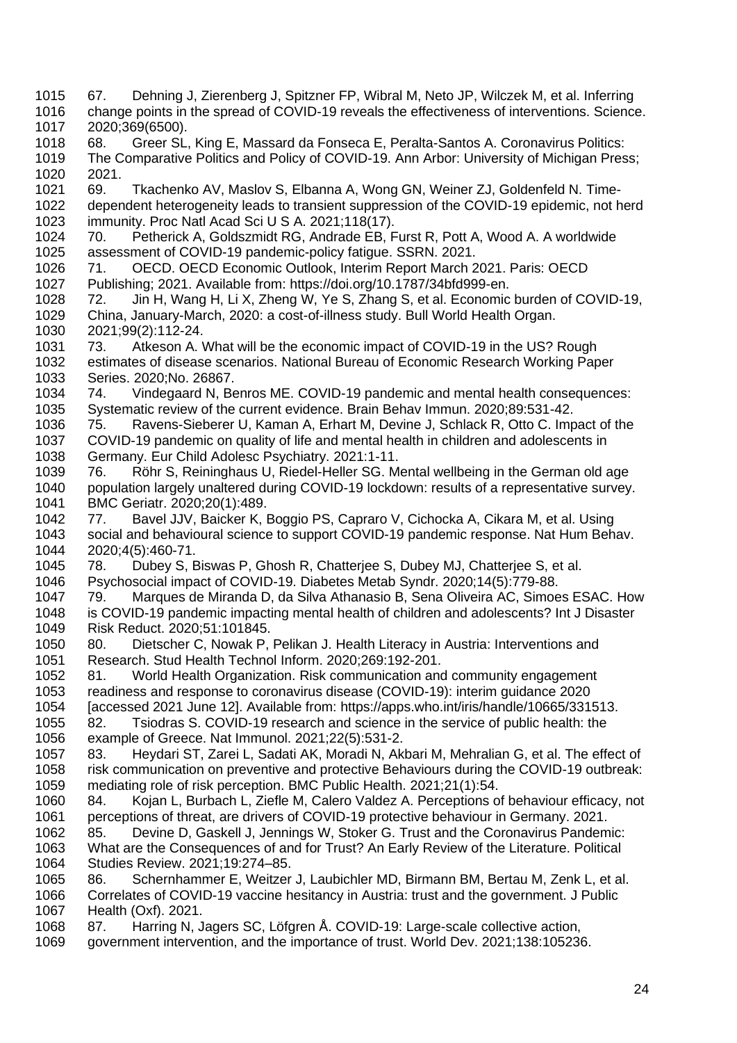67. Dehning J, Zierenberg J, Spitzner FP, Wibral M, Neto JP, Wilczek M, et al. Inferring change points in the spread of COVID-19 reveals the effectiveness of interventions. Science. 2020;369(6500).
68. Greer SL, King E, Massard da Fonseca E, Peralta-Santos A. Coronavirus Politics: The Comparative Politics and Policy of COVID-19. Ann Arbor: University of Michigan Press; 2021.
69. Tkachenko AV, Maslov S, Elbanna A, Wong GN, Weiner ZJ, Goldenfeld N. Time-dependent heterogeneity leads to transient suppression of the COVID-19 epidemic, not herd immunity. Proc Natl Acad Sci U S A. 2021;118(17).
70. Petherick A, Goldszmidt RG, Andrade EB, Furst R, Pott A, Wood A. A worldwide assessment of COVID-19 pandemic-policy fatigue. SSRN. 2021.
71. OECD. OECD Economic Outlook, Interim Report March 2021. Paris: OECD Publishing; 2021. Available from: https://doi.org/10.1787/34bfd999-en.
72. Jin H, Wang H, Li X, Zheng W, Ye S, Zhang S, et al. Economic burden of COVID-19, China, January-March, 2020: a cost-of-illness study. Bull World Health Organ. 2021;99(2):112-24.
73. Atkeson A. What will be the economic impact of COVID-19 in the US? Rough estimates of disease scenarios. National Bureau of Economic Research Working Paper Series. 2020;No. 26867.
74. Vindegaard N, Benros ME. COVID-19 pandemic and mental health consequences: Systematic review of the current evidence. Brain Behav Immun. 2020;89:531-42.
75. Ravens-Sieberer U, Kaman A, Erhart M, Devine J, Schlack R, Otto C. Impact of the COVID-19 pandemic on quality of life and mental health in children and adolescents in Germany. Eur Child Adolesc Psychiatry. 2021:1-11.
76. Röhr S, Reininghaus U, Riedel-Heller SG. Mental wellbeing in the German old age population largely unaltered during COVID-19 lockdown: results of a representative survey. BMC Geriatr. 2020;20(1):489.
77. Bavel JJV, Baicker K, Boggio PS, Capraro V, Cichocka A, Cikara M, et al. Using social and behavioural science to support COVID-19 pandemic response. Nat Hum Behav. 2020;4(5):460-71.
78. Dubey S, Biswas P, Ghosh R, Chatterjee S, Dubey MJ, Chatterjee S, et al. Psychosocial impact of COVID-19. Diabetes Metab Syndr. 2020;14(5):779-88.
79. Marques de Miranda D, da Silva Athanasio B, Sena Oliveira AC, Simoes ESAC. How is COVID-19 pandemic impacting mental health of children and adolescents? Int J Disaster Risk Reduct. 2020;51:101845.
80. Dietscher C, Nowak P, Pelikan J. Health Literacy in Austria: Interventions and Research. Stud Health Technol Inform. 2020;269:192-201.
81. World Health Organization. Risk communication and community engagement readiness and response to coronavirus disease (COVID-19): interim guidance 2020 [accessed 2021 June 12]. Available from: https://apps.who.int/iris/handle/10665/331513.
82. Tsiodras S. COVID-19 research and science in the service of public health: the example of Greece. Nat Immunol. 2021;22(5):531-2.
83. Heydari ST, Zarei L, Sadati AK, Moradi N, Akbari M, Mehralian G, et al. The effect of risk communication on preventive and protective Behaviours during the COVID-19 outbreak: mediating role of risk perception. BMC Public Health. 2021;21(1):54.
84. Kojan L, Burbach L, Ziefle M, Calero Valdez A. Perceptions of behaviour efficacy, not perceptions of threat, are drivers of COVID-19 protective behaviour in Germany. 2021.
85. Devine D, Gaskell J, Jennings W, Stoker G. Trust and the Coronavirus Pandemic: What are the Consequences of and for Trust? An Early Review of the Literature. Political Studies Review. 2021;19:274–85.
86. Schernhammer E, Weitzer J, Laubichler MD, Birmann BM, Bertau M, Zenk L, et al. Correlates of COVID-19 vaccine hesitancy in Austria: trust and the government. J Public Health (Oxf). 2021.
87. Harring N, Jagers SC, Löfgren Å. COVID-19: Large-scale collective action, government intervention, and the importance of trust. World Dev. 2021;138:105236.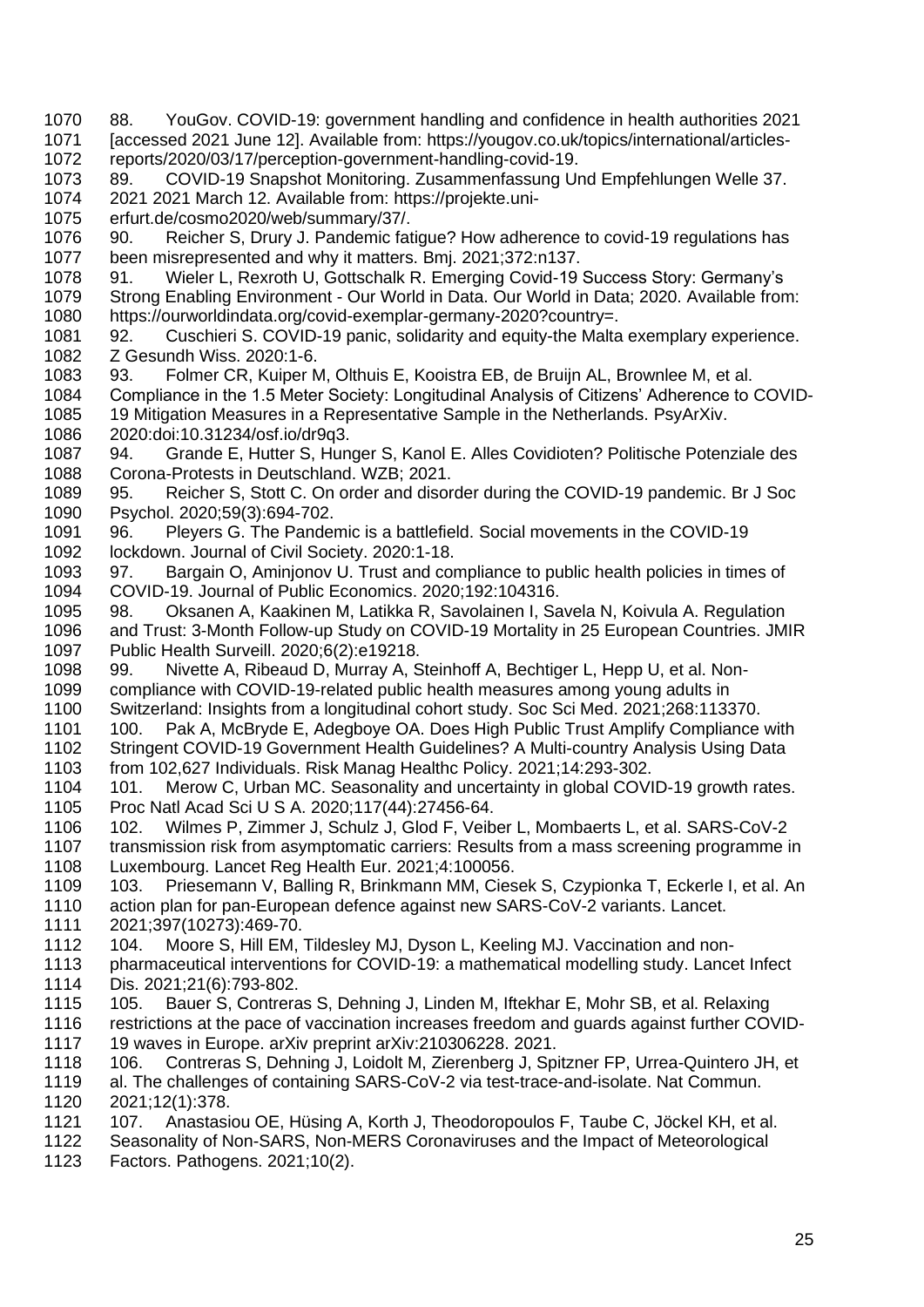88. YouGov. COVID-19: government handling and confidence in health authorities 2021 [accessed 2021 June 12]. Available from: https://yougov.co.uk/topics/international/articles-reports/2020/03/17/perception-government-handling-covid-19.

89. COVID-19 Snapshot Monitoring. Zusammenfassung Und Empfehlungen Welle 37. 2021 2021 March 12. Available from: https://projekte.uni-erfurt.de/cosmo2020/web/summary/37/.

90. Reicher S, Drury J. Pandemic fatigue? How adherence to covid-19 regulations has been misrepresented and why it matters. Bmj. 2021;372:n137.

91. Wieler L, Rexroth U, Gottschalk R. Emerging Covid-19 Success Story: Germany's Strong Enabling Environment - Our World in Data. Our World in Data; 2020. Available from: https://ourworldindata.org/covid-exemplar-germany-2020?country=.

92. Cuschieri S. COVID-19 panic, solidarity and equity-the Malta exemplary experience. Z Gesundh Wiss. 2020:1-6.

93. Folmer CR, Kuiper M, Olthuis E, Kooistra EB, de Bruijn AL, Brownlee M, et al. Compliance in the 1.5 Meter Society: Longitudinal Analysis of Citizens' Adherence to COVID-19 Mitigation Measures in a Representative Sample in the Netherlands. PsyArXiv. 2020:doi:10.31234/osf.io/dr9q3.

94. Grande E, Hutter S, Hunger S, Kanol E. Alles Covidioten? Politische Potenziale des Corona-Protests in Deutschland. WZB; 2021.

95. Reicher S, Stott C. On order and disorder during the COVID-19 pandemic. Br J Soc Psychol. 2020;59(3):694-702.

96. Pleyers G. The Pandemic is a battlefield. Social movements in the COVID-19 lockdown. Journal of Civil Society. 2020:1-18.

97. Bargain O, Aminjonov U. Trust and compliance to public health policies in times of COVID-19. Journal of Public Economics. 2020;192:104316.

98. Oksanen A, Kaakinen M, Latikka R, Savolainen I, Savela N, Koivula A. Regulation and Trust: 3-Month Follow-up Study on COVID-19 Mortality in 25 European Countries. JMIR Public Health Surveill. 2020;6(2):e19218.

99. Nivette A, Ribeaud D, Murray A, Steinhoff A, Bechtiger L, Hepp U, et al. Non-compliance with COVID-19-related public health measures among young adults in Switzerland: Insights from a longitudinal cohort study. Soc Sci Med. 2021;268:113370.

100. Pak A, McBryde E, Adegboye OA. Does High Public Trust Amplify Compliance with Stringent COVID-19 Government Health Guidelines? A Multi-country Analysis Using Data from 102,627 Individuals. Risk Manag Healthc Policy. 2021;14:293-302.

101. Merow C, Urban MC. Seasonality and uncertainty in global COVID-19 growth rates. Proc Natl Acad Sci U S A. 2020;117(44):27456-64.

102. Wilmes P, Zimmer J, Schulz J, Glod F, Veiber L, Mombaerts L, et al. SARS-CoV-2 transmission risk from asymptomatic carriers: Results from a mass screening programme in Luxembourg. Lancet Reg Health Eur. 2021;4:100056.

103. Priesemann V, Balling R, Brinkmann MM, Ciesek S, Czypionka T, Eckerle I, et al. An action plan for pan-European defence against new SARS-CoV-2 variants. Lancet. 2021;397(10273):469-70.

104. Moore S, Hill EM, Tildesley MJ, Dyson L, Keeling MJ. Vaccination and non-pharmaceutical interventions for COVID-19: a mathematical modelling study. Lancet Infect Dis. 2021;21(6):793-802.

105. Bauer S, Contreras S, Dehning J, Linden M, Iftekhar E, Mohr SB, et al. Relaxing restrictions at the pace of vaccination increases freedom and guards against further COVID-19 waves in Europe. arXiv preprint arXiv:210306228. 2021.

106. Contreras S, Dehning J, Loidolt M, Zierenberg J, Spitzner FP, Urrea-Quintero JH, et al. The challenges of containing SARS-CoV-2 via test-trace-and-isolate. Nat Commun. 2021;12(1):378.

107. Anastasiou OE, Hüsing A, Korth J, Theodoropoulos F, Taube C, Jöckel KH, et al. Seasonality of Non-SARS, Non-MERS Coronaviruses and the Impact of Meteorological Factors. Pathogens. 2021;10(2).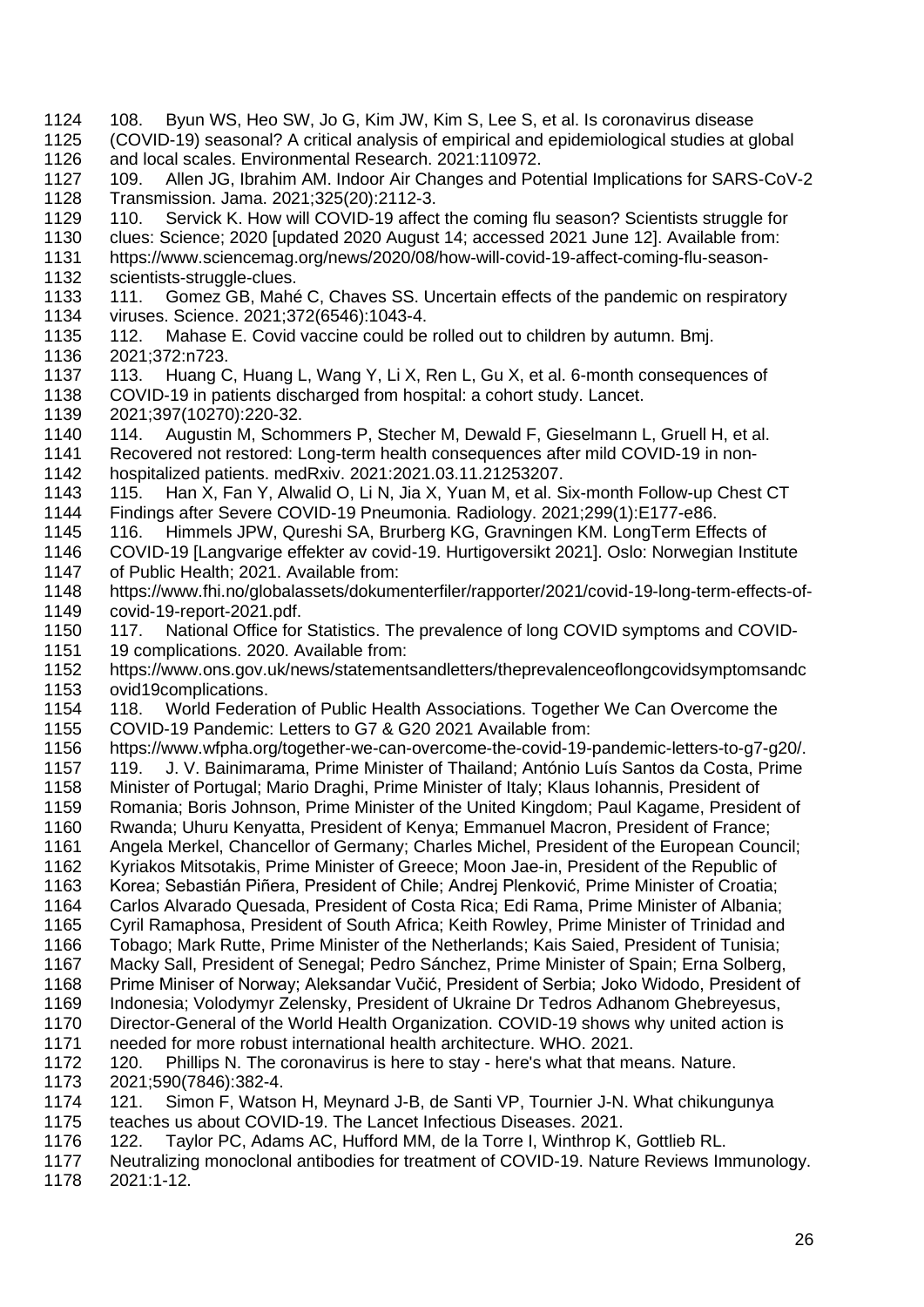108. Byun WS, Heo SW, Jo G, Kim JW, Kim S, Lee S, et al. Is coronavirus disease (COVID-19) seasonal? A critical analysis of empirical and epidemiological studies at global and local scales. Environmental Research. 2021:110972.

109. Allen JG, Ibrahim AM. Indoor Air Changes and Potential Implications for SARS-CoV-2 Transmission. Jama. 2021;325(20):2112-3.

110. Servick K. How will COVID-19 affect the coming flu season? Scientists struggle for clues: Science; 2020 [updated 2020 August 14; accessed 2021 June 12]. Available from: https://www.sciencemag.org/news/2020/08/how-will-covid-19-affect-coming-flu-season-scientists-struggle-clues.

111. Gomez GB, Mahé C, Chaves SS. Uncertain effects of the pandemic on respiratory viruses. Science. 2021;372(6546):1043-4.

112. Mahase E. Covid vaccine could be rolled out to children by autumn. Bmj. 2021;372:n723.

113. Huang C, Huang L, Wang Y, Li X, Ren L, Gu X, et al. 6-month consequences of COVID-19 in patients discharged from hospital: a cohort study. Lancet. 2021;397(10270):220-32.

114. Augustin M, Schommers P, Stecher M, Dewald F, Gieselmann L, Gruell H, et al. Recovered not restored: Long-term health consequences after mild COVID-19 in non-hospitalized patients. medRxiv. 2021:2021.03.11.21253207.

115. Han X, Fan Y, Alwalid O, Li N, Jia X, Yuan M, et al. Six-month Follow-up Chest CT Findings after Severe COVID-19 Pneumonia. Radiology. 2021;299(1):E177-e86.

116. Himmels JPW, Qureshi SA, Brurberg KG, Gravningen KM. LongTerm Effects of COVID-19 [Langvarige effekter av covid-19. Hurtigoversikt 2021]. Oslo: Norwegian Institute of Public Health; 2021. Available from: https://www.fhi.no/globalassets/dokumenterfiler/rapporter/2021/covid-19-long-term-effects-of-covid-19-report-2021.pdf.

117. National Office for Statistics. The prevalence of long COVID symptoms and COVID-19 complications. 2020. Available from: https://www.ons.gov.uk/news/statementsandletters/theprevalenceoflongcovidsymptomsandcovid19complications.

118. World Federation of Public Health Associations. Together We Can Overcome the COVID-19 Pandemic: Letters to G7 & G20 2021 Available from: https://www.wfpha.org/together-we-can-overcome-the-covid-19-pandemic-letters-to-g7-g20/.

119. J. V. Bainimarama, Prime Minister of Thailand; António Luís Santos da Costa, Prime Minister of Portugal; Mario Draghi, Prime Minister of Italy; Klaus Iohannis, President of Romania; Boris Johnson, Prime Minister of the United Kingdom; Paul Kagame, President of Rwanda; Uhuru Kenyatta, President of Kenya; Emmanuel Macron, President of France; Angela Merkel, Chancellor of Germany; Charles Michel, President of the European Council; Kyriakos Mitsotakis, Prime Minister of Greece; Moon Jae-in, President of the Republic of Korea; Sebastián Piñera, President of Chile; Andrej Plenković, Prime Minister of Croatia; Carlos Alvarado Quesada, President of Costa Rica; Edi Rama, Prime Minister of Albania; Cyril Ramaphosa, President of South Africa; Keith Rowley, Prime Minister of Trinidad and Tobago; Mark Rutte, Prime Minister of the Netherlands; Kais Saied, President of Tunisia; Macky Sall, President of Senegal; Pedro Sánchez, Prime Minister of Spain; Erna Solberg, Prime Miniser of Norway; Aleksandar Vučić, President of Serbia; Joko Widodo, President of Indonesia; Volodymyr Zelensky, President of Ukraine Dr Tedros Adhanom Ghebreyesus, Director-General of the World Health Organization. COVID-19 shows why united action is needed for more robust international health architecture. WHO. 2021.

120. Phillips N. The coronavirus is here to stay - here's what that means. Nature. 2021;590(7846):382-4.

121. Simon F, Watson H, Meynard J-B, de Santi VP, Tournier J-N. What chikungunya teaches us about COVID-19. The Lancet Infectious Diseases. 2021.

122. Taylor PC, Adams AC, Hufford MM, de la Torre I, Winthrop K, Gottlieb RL. Neutralizing monoclonal antibodies for treatment of COVID-19. Nature Reviews Immunology. 2021:1-12.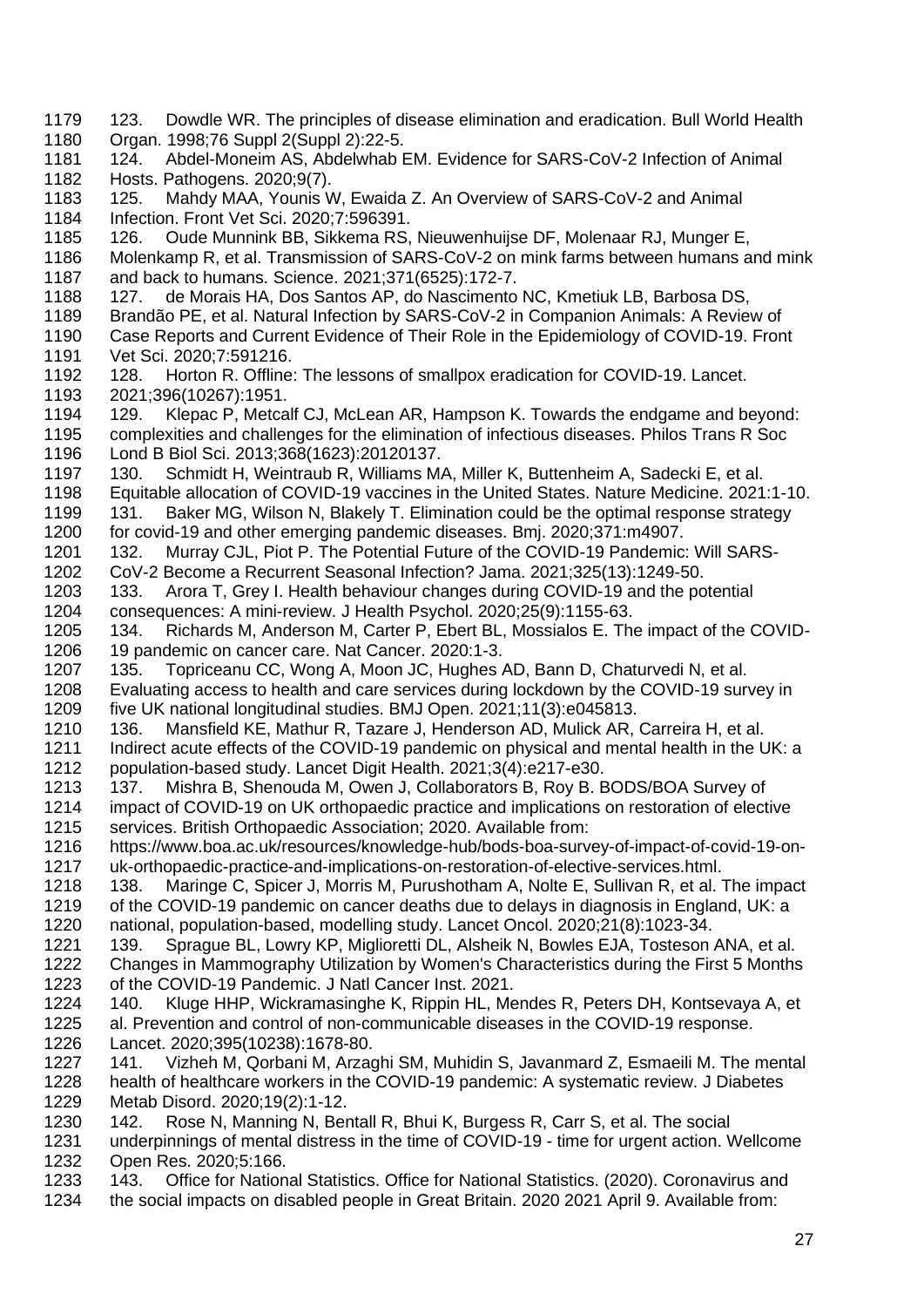123. Dowdle WR. The principles of disease elimination and eradication. Bull World Health Organ. 1998;76 Suppl 2(Suppl 2):22-5.

124. Abdel-Moneim AS, Abdelwhab EM. Evidence for SARS-CoV-2 Infection of Animal Hosts. Pathogens. 2020;9(7).

125. Mahdy MAA, Younis W, Ewaida Z. An Overview of SARS-CoV-2 and Animal Infection. Front Vet Sci. 2020;7:596391.

126. Oude Munnink BB, Sikkema RS, Nieuwenhuijse DF, Molenaar RJ, Munger E, Molenkamp R, et al. Transmission of SARS-CoV-2 on mink farms between humans and mink and back to humans. Science. 2021;371(6525):172-7.

127. de Morais HA, Dos Santos AP, do Nascimento NC, Kmetiuk LB, Barbosa DS, Brandão PE, et al. Natural Infection by SARS-CoV-2 in Companion Animals: A Review of Case Reports and Current Evidence of Their Role in the Epidemiology of COVID-19. Front Vet Sci. 2020;7:591216.

128. Horton R. Offline: The lessons of smallpox eradication for COVID-19. Lancet. 2021;396(10267):1951.

129. Klepac P, Metcalf CJ, McLean AR, Hampson K. Towards the endgame and beyond: complexities and challenges for the elimination of infectious diseases. Philos Trans R Soc Lond B Biol Sci. 2013;368(1623):20120137.

130. Schmidt H, Weintraub R, Williams MA, Miller K, Buttenheim A, Sadecki E, et al. Equitable allocation of COVID-19 vaccines in the United States. Nature Medicine. 2021:1-10.

131. Baker MG, Wilson N, Blakely T. Elimination could be the optimal response strategy for covid-19 and other emerging pandemic diseases. Bmj. 2020;371:m4907.

132. Murray CJL, Piot P. The Potential Future of the COVID-19 Pandemic: Will SARS-CoV-2 Become a Recurrent Seasonal Infection? Jama. 2021;325(13):1249-50.

133. Arora T, Grey I. Health behaviour changes during COVID-19 and the potential consequences: A mini-review. J Health Psychol. 2020;25(9):1155-63.

134. Richards M, Anderson M, Carter P, Ebert BL, Mossialos E. The impact of the COVID-19 pandemic on cancer care. Nat Cancer. 2020:1-3.

135. Topriceanu CC, Wong A, Moon JC, Hughes AD, Bann D, Chaturvedi N, et al. Evaluating access to health and care services during lockdown by the COVID-19 survey in five UK national longitudinal studies. BMJ Open. 2021;11(3):e045813.

136. Mansfield KE, Mathur R, Tazare J, Henderson AD, Mulick AR, Carreira H, et al. Indirect acute effects of the COVID-19 pandemic on physical and mental health in the UK: a population-based study. Lancet Digit Health. 2021;3(4):e217-e30.

137. Mishra B, Shenouda M, Owen J, Collaborators B, Roy B. BODS/BOA Survey of impact of COVID-19 on UK orthopaedic practice and implications on restoration of elective services. British Orthopaedic Association; 2020. Available from: https://www.boa.ac.uk/resources/knowledge-hub/bods-boa-survey-of-impact-of-covid-19-on-uk-orthopaedic-practice-and-implications-on-restoration-of-elective-services.html.

138. Maringe C, Spicer J, Morris M, Purushotham A, Nolte E, Sullivan R, et al. The impact of the COVID-19 pandemic on cancer deaths due to delays in diagnosis in England, UK: a national, population-based, modelling study. Lancet Oncol. 2020;21(8):1023-34.

139. Sprague BL, Lowry KP, Miglioretti DL, Alsheik N, Bowles EJA, Tosteson ANA, et al. Changes in Mammography Utilization by Women's Characteristics during the First 5 Months of the COVID-19 Pandemic. J Natl Cancer Inst. 2021.

140. Kluge HHP, Wickramasinghe K, Rippin HL, Mendes R, Peters DH, Kontsevaya A, et al. Prevention and control of non-communicable diseases in the COVID-19 response. Lancet. 2020;395(10238):1678-80.

141. Vizheh M, Qorbani M, Arzaghi SM, Muhidin S, Javanmard Z, Esmaeili M. The mental health of healthcare workers in the COVID-19 pandemic: A systematic review. J Diabetes Metab Disord. 2020;19(2):1-12.

142. Rose N, Manning N, Bentall R, Bhui K, Burgess R, Carr S, et al. The social underpinnings of mental distress in the time of COVID-19 - time for urgent action. Wellcome Open Res. 2020;5:166.

143. Office for National Statistics. Office for National Statistics. (2020). Coronavirus and the social impacts on disabled people in Great Britain. 2020 2021 April 9. Available from: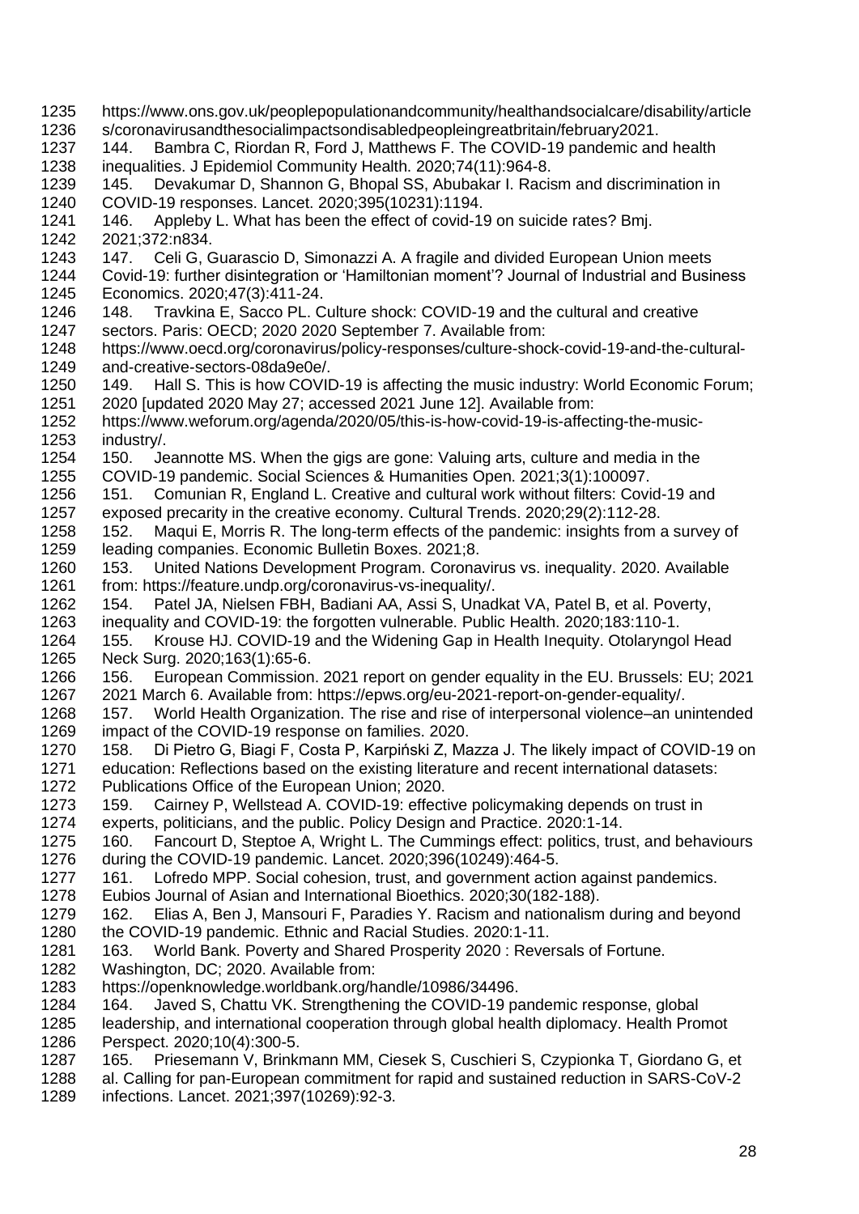https://www.ons.gov.uk/peoplepopulationandcommunity/healthandsocialcare/disability/articles/coronavirusandthesocialimpactsondisabledpeopleingreatbritain/february2021.

144. Bambra C, Riordan R, Ford J, Matthews F. The COVID-19 pandemic and health inequalities. J Epidemiol Community Health. 2020;74(11):964-8.

145. Devakumar D, Shannon G, Bhopal SS, Abubakar I. Racism and discrimination in COVID-19 responses. Lancet. 2020;395(10231):1194.

146. Appleby L. What has been the effect of covid-19 on suicide rates? Bmj. 2021;372:n834.

147. Celi G, Guarascio D, Simonazzi A. A fragile and divided European Union meets Covid-19: further disintegration or 'Hamiltonian moment'? Journal of Industrial and Business Economics. 2020;47(3):411-24.

148. Travkina E, Sacco PL. Culture shock: COVID-19 and the cultural and creative sectors. Paris: OECD; 2020 2020 September 7. Available from: https://www.oecd.org/coronavirus/policy-responses/culture-shock-covid-19-and-the-cultural-and-creative-sectors-08da9e0e/.

149. Hall S. This is how COVID-19 is affecting the music industry: World Economic Forum; 2020 [updated 2020 May 27; accessed 2021 June 12]. Available from: https://www.weforum.org/agenda/2020/05/this-is-how-covid-19-is-affecting-the-music-industry/.

150. Jeannotte MS. When the gigs are gone: Valuing arts, culture and media in the COVID-19 pandemic. Social Sciences & Humanities Open. 2021;3(1):100097.

151. Comunian R, England L. Creative and cultural work without filters: Covid-19 and exposed precarity in the creative economy. Cultural Trends. 2020;29(2):112-28.

152. Maqui E, Morris R. The long-term effects of the pandemic: insights from a survey of leading companies. Economic Bulletin Boxes. 2021;8.

153. United Nations Development Program. Coronavirus vs. inequality. 2020. Available from: https://feature.undp.org/coronavirus-vs-inequality/.

154. Patel JA, Nielsen FBH, Badiani AA, Assi S, Unadkat VA, Patel B, et al. Poverty, inequality and COVID-19: the forgotten vulnerable. Public Health. 2020;183:110-1.

155. Krouse HJ. COVID-19 and the Widening Gap in Health Inequity. Otolaryngol Head Neck Surg. 2020;163(1):65-6.

156. European Commission. 2021 report on gender equality in the EU. Brussels: EU; 2021 2021 March 6. Available from: https://epws.org/eu-2021-report-on-gender-equality/.

157. World Health Organization. The rise and rise of interpersonal violence–an unintended impact of the COVID-19 response on families. 2020.

158. Di Pietro G, Biagi F, Costa P, Karpiński Z, Mazza J. The likely impact of COVID-19 on education: Reflections based on the existing literature and recent international datasets: Publications Office of the European Union; 2020.

159. Cairney P, Wellstead A. COVID-19: effective policymaking depends on trust in experts, politicians, and the public. Policy Design and Practice. 2020:1-14.

160. Fancourt D, Steptoe A, Wright L. The Cummings effect: politics, trust, and behaviours during the COVID-19 pandemic. Lancet. 2020;396(10249):464-5.

161. Lofredo MPP. Social cohesion, trust, and government action against pandemics. Eubios Journal of Asian and International Bioethics. 2020;30(182-188).

162. Elias A, Ben J, Mansouri F, Paradies Y. Racism and nationalism during and beyond the COVID-19 pandemic. Ethnic and Racial Studies. 2020:1-11.

163. World Bank. Poverty and Shared Prosperity 2020 : Reversals of Fortune. Washington, DC; 2020. Available from: https://openknowledge.worldbank.org/handle/10986/34496.

164. Javed S, Chattu VK. Strengthening the COVID-19 pandemic response, global leadership, and international cooperation through global health diplomacy. Health Promot Perspect. 2020;10(4):300-5.

165. Priesemann V, Brinkmann MM, Ciesek S, Cuschieri S, Czypionka T, Giordano G, et al. Calling for pan-European commitment for rapid and sustained reduction in SARS-CoV-2 infections. Lancet. 2021;397(10269):92-3.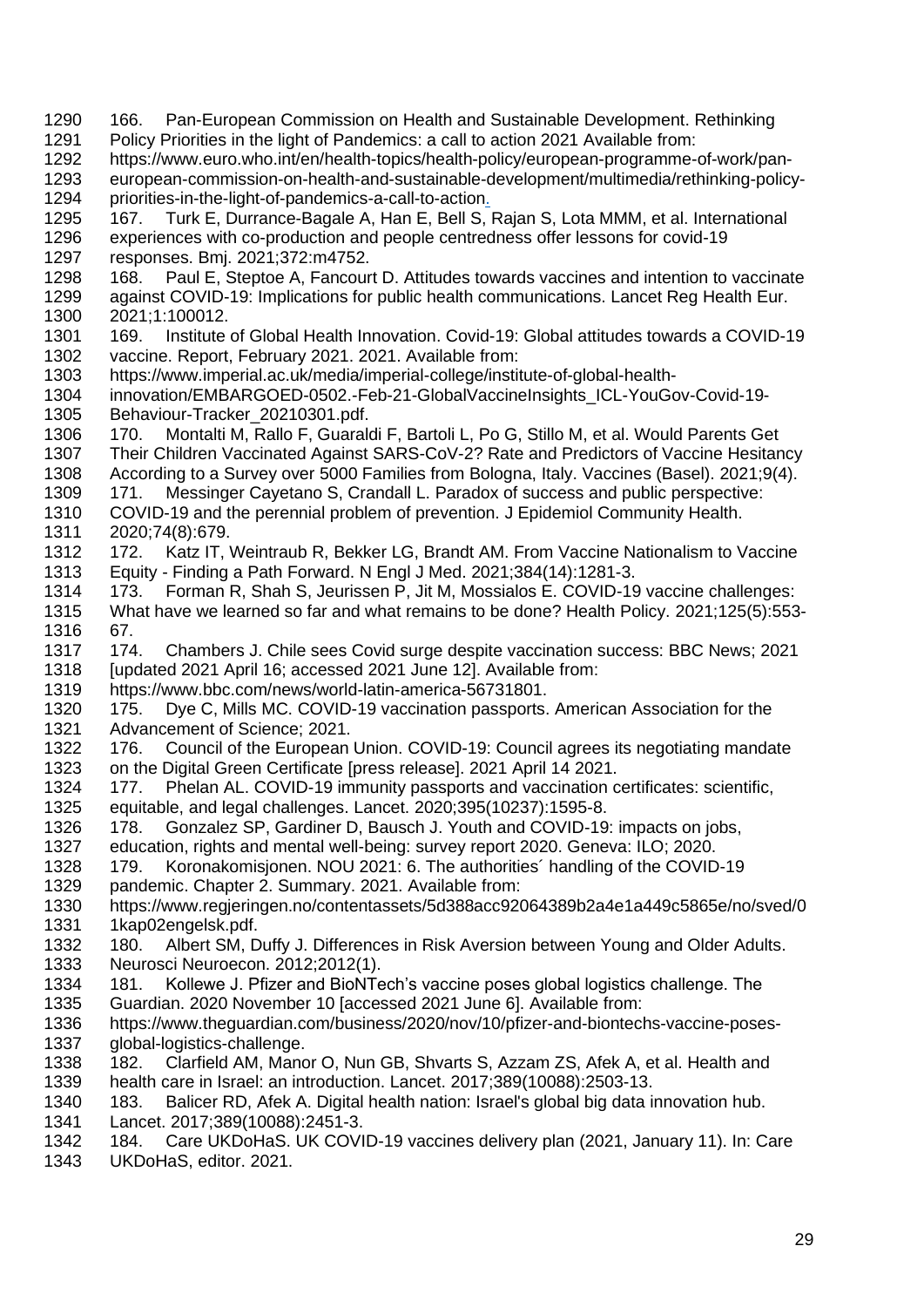166. Pan-European Commission on Health and Sustainable Development. Rethinking Policy Priorities in the light of Pandemics: a call to action 2021 Available from: https://www.euro.who.int/en/health-topics/health-policy/european-programme-of-work/pan-european-commission-on-health-and-sustainable-development/multimedia/rethinking-policy-priorities-in-the-light-of-pandemics-a-call-to-action.

167. Turk E, Durrance-Bagale A, Han E, Bell S, Rajan S, Lota MMM, et al. International experiences with co-production and people centredness offer lessons for covid-19 responses. Bmj. 2021;372:m4752.

168. Paul E, Steptoe A, Fancourt D. Attitudes towards vaccines and intention to vaccinate against COVID-19: Implications for public health communications. Lancet Reg Health Eur. 2021;1:100012.

169. Institute of Global Health Innovation. Covid-19: Global attitudes towards a COVID-19 vaccine. Report, February 2021. 2021. Available from: https://www.imperial.ac.uk/media/imperial-college/institute-of-global-health-innovation/EMBARGOED-0502.-Feb-21-GlobalVaccineInsights_ICL-YouGov-Covid-19-Behaviour-Tracker_20210301.pdf.

170. Montalti M, Rallo F, Guaraldi F, Bartoli L, Po G, Stillo M, et al. Would Parents Get Their Children Vaccinated Against SARS-CoV-2? Rate and Predictors of Vaccine Hesitancy According to a Survey over 5000 Families from Bologna, Italy. Vaccines (Basel). 2021;9(4).

171. Messinger Cayetano S, Crandall L. Paradox of success and public perspective: COVID-19 and the perennial problem of prevention. J Epidemiol Community Health. 2020;74(8):679.

172. Katz IT, Weintraub R, Bekker LG, Brandt AM. From Vaccine Nationalism to Vaccine Equity - Finding a Path Forward. N Engl J Med. 2021;384(14):1281-3.

173. Forman R, Shah S, Jeurissen P, Jit M, Mossialos E. COVID-19 vaccine challenges: What have we learned so far and what remains to be done? Health Policy. 2021;125(5):553-67.

174. Chambers J. Chile sees Covid surge despite vaccination success: BBC News; 2021 [updated 2021 April 16; accessed 2021 June 12]. Available from: https://www.bbc.com/news/world-latin-america-56731801.

175. Dye C, Mills MC. COVID-19 vaccination passports. American Association for the Advancement of Science; 2021.

176. Council of the European Union. COVID-19: Council agrees its negotiating mandate on the Digital Green Certificate [press release]. 2021 April 14 2021.

177. Phelan AL. COVID-19 immunity passports and vaccination certificates: scientific, equitable, and legal challenges. Lancet. 2020;395(10237):1595-8.

178. Gonzalez SP, Gardiner D, Bausch J. Youth and COVID-19: impacts on jobs, education, rights and mental well-being: survey report 2020. Geneva: ILO; 2020.

179. Koronakomisjonen. NOU 2021: 6. The authorities´ handling of the COVID-19 pandemic. Chapter 2. Summary. 2021. Available from: https://www.regjeringen.no/contentassets/5d388acc92064389b2a4e1a449c5865e/no/sved/01kap02engelsk.pdf.

180. Albert SM, Duffy J. Differences in Risk Aversion between Young and Older Adults. Neurosci Neuroecon. 2012;2012(1).

181. Kollewe J. Pfizer and BioNTech's vaccine poses global logistics challenge. The Guardian. 2020 November 10 [accessed 2021 June 6]. Available from: https://www.theguardian.com/business/2020/nov/10/pfizer-and-biontechs-vaccine-poses-global-logistics-challenge.

182. Clarfield AM, Manor O, Nun GB, Shvarts S, Azzam ZS, Afek A, et al. Health and health care in Israel: an introduction. Lancet. 2017;389(10088):2503-13.

183. Balicer RD, Afek A. Digital health nation: Israel's global big data innovation hub. Lancet. 2017;389(10088):2451-3.

184. Care UKDoHaS. UK COVID-19 vaccines delivery plan (2021, January 11). In: Care UKDoHaS, editor. 2021.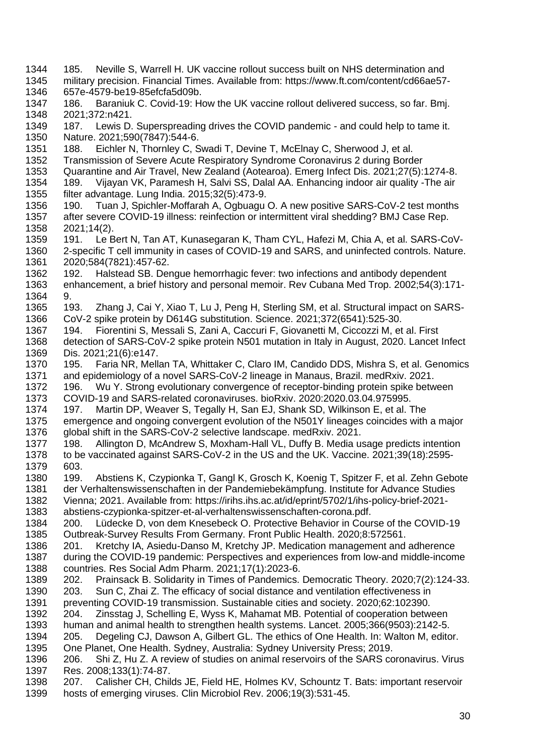185. Neville S, Warrell H. UK vaccine rollout success built on NHS determination and military precision. Financial Times. Available from: https://www.ft.com/content/cd66ae57-657e-4579-be19-85efcfa5d09b.

186. Baraniuk C. Covid-19: How the UK vaccine rollout delivered success, so far. Bmj. 2021;372:n421.

187. Lewis D. Superspreading drives the COVID pandemic - and could help to tame it. Nature. 2021;590(7847):544-6.

188. Eichler N, Thornley C, Swadi T, Devine T, McElnay C, Sherwood J, et al. Transmission of Severe Acute Respiratory Syndrome Coronavirus 2 during Border Quarantine and Air Travel, New Zealand (Aotearoa). Emerg Infect Dis. 2021;27(5):1274-8.

189. Vijayan VK, Paramesh H, Salvi SS, Dalal AA. Enhancing indoor air quality -The air filter advantage. Lung India. 2015;32(5):473-9.

190. Tuan J, Spichler-Moffarah A, Ogbuagu O. A new positive SARS-CoV-2 test months after severe COVID-19 illness: reinfection or intermittent viral shedding? BMJ Case Rep. 2021;14(2).

191. Le Bert N, Tan AT, Kunasegaran K, Tham CYL, Hafezi M, Chia A, et al. SARS-CoV-2-specific T cell immunity in cases of COVID-19 and SARS, and uninfected controls. Nature. 2020;584(7821):457-62.

192. Halstead SB. Dengue hemorrhagic fever: two infections and antibody dependent enhancement, a brief history and personal memoir. Rev Cubana Med Trop. 2002;54(3):171-9.

193. Zhang J, Cai Y, Xiao T, Lu J, Peng H, Sterling SM, et al. Structural impact on SARS-CoV-2 spike protein by D614G substitution. Science. 2021;372(6541):525-30.

194. Fiorentini S, Messali S, Zani A, Caccuri F, Giovanetti M, Ciccozzi M, et al. First detection of SARS-CoV-2 spike protein N501 mutation in Italy in August, 2020. Lancet Infect Dis. 2021;21(6):e147.

195. Faria NR, Mellan TA, Whittaker C, Claro IM, Candido DDS, Mishra S, et al. Genomics and epidemiology of a novel SARS-CoV-2 lineage in Manaus, Brazil. medRxiv. 2021.

196. Wu Y. Strong evolutionary convergence of receptor-binding protein spike between COVID-19 and SARS-related coronaviruses. bioRxiv. 2020:2020.03.04.975995.

197. Martin DP, Weaver S, Tegally H, San EJ, Shank SD, Wilkinson E, et al. The emergence and ongoing convergent evolution of the N501Y lineages coincides with a major global shift in the SARS-CoV-2 selective landscape. medRxiv. 2021.

198. Allington D, McAndrew S, Moxham-Hall VL, Duffy B. Media usage predicts intention to be vaccinated against SARS-CoV-2 in the US and the UK. Vaccine. 2021;39(18):2595-603.

199. Abstiens K, Czypionka T, Gangl K, Grosch K, Koenig T, Spitzer F, et al. Zehn Gebote der Verhaltenswissenschaften in der Pandemiebekämpfung. Institute for Advance Studies Vienna; 2021. Available from: https://irihs.ihs.ac.at/id/eprint/5702/1/ihs-policy-brief-2021-abstiens-czypionka-spitzer-et-al-verhaltenswissenschaften-corona.pdf.

200. Lüdecke D, von dem Knesebeck O. Protective Behavior in Course of the COVID-19 Outbreak-Survey Results From Germany. Front Public Health. 2020;8:572561.

201. Kretchy IA, Asiedu-Danso M, Kretchy JP. Medication management and adherence during the COVID-19 pandemic: Perspectives and experiences from low-and middle-income countries. Res Social Adm Pharm. 2021;17(1):2023-6.

202. Prainsack B. Solidarity in Times of Pandemics. Democratic Theory. 2020;7(2):124-33.

203. Sun C, Zhai Z. The efficacy of social distance and ventilation effectiveness in preventing COVID-19 transmission. Sustainable cities and society. 2020;62:102390.

204. Zinsstag J, Schelling E, Wyss K, Mahamat MB. Potential of cooperation between human and animal health to strengthen health systems. Lancet. 2005;366(9503):2142-5.

205. Degeling CJ, Dawson A, Gilbert GL. The ethics of One Health. In: Walton M, editor. One Planet, One Health. Sydney, Australia: Sydney University Press; 2019.

206. Shi Z, Hu Z. A review of studies on animal reservoirs of the SARS coronavirus. Virus Res. 2008;133(1):74-87.

207. Calisher CH, Childs JE, Field HE, Holmes KV, Schountz T. Bats: important reservoir hosts of emerging viruses. Clin Microbiol Rev. 2006;19(3):531-45.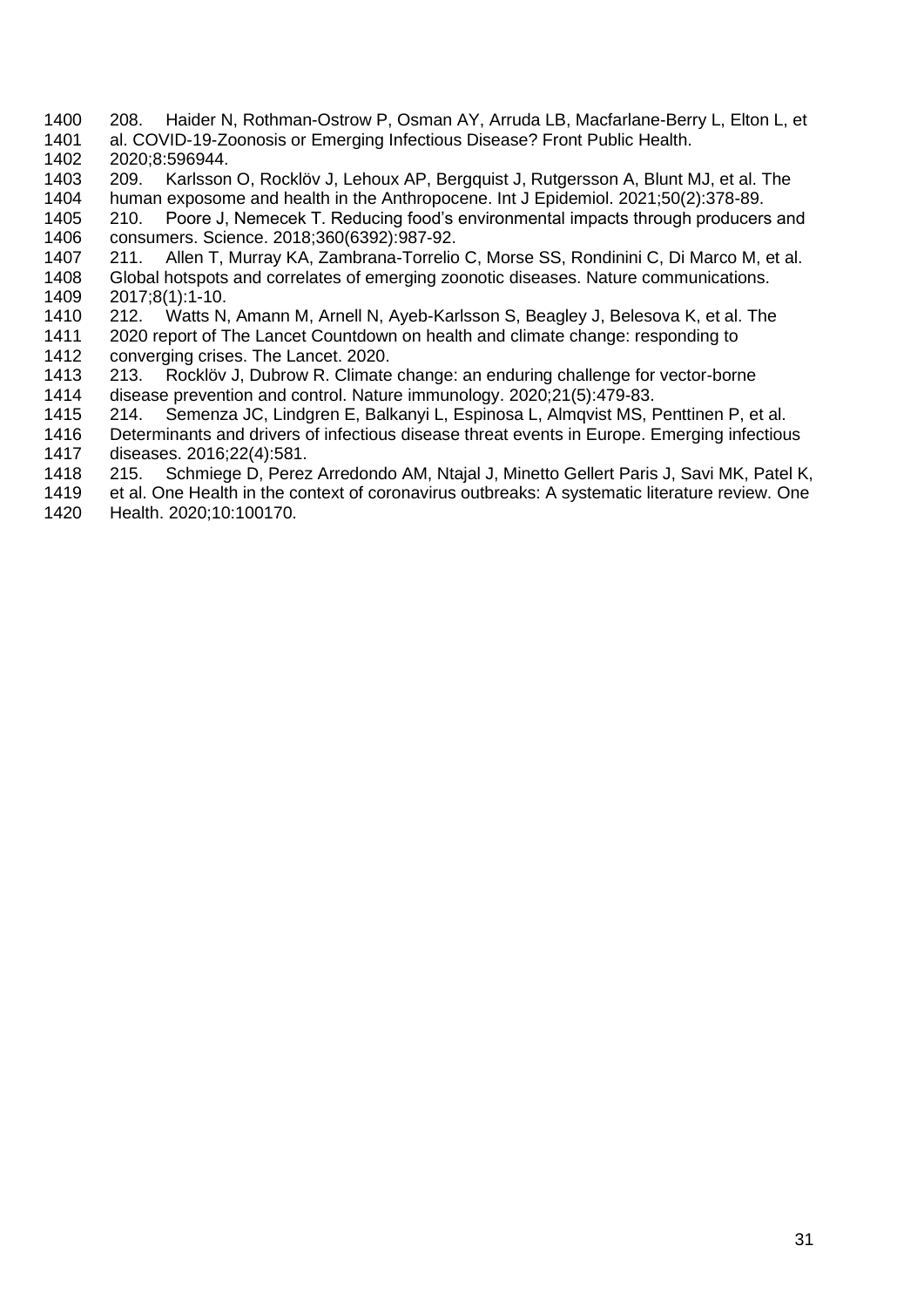208. Haider N, Rothman-Ostrow P, Osman AY, Arruda LB, Macfarlane-Berry L, Elton L, et al. COVID-19-Zoonosis or Emerging Infectious Disease? Front Public Health. 2020;8:596944.

209. Karlsson O, Rocklöv J, Lehoux AP, Bergquist J, Rutgersson A, Blunt MJ, et al. The human exposome and health in the Anthropocene. Int J Epidemiol. 2021;50(2):378-89.

210. Poore J, Nemecek T. Reducing food's environmental impacts through producers and consumers. Science. 2018;360(6392):987-92.

211. Allen T, Murray KA, Zambrana-Torrelio C, Morse SS, Rondinini C, Di Marco M, et al. Global hotspots and correlates of emerging zoonotic diseases. Nature communications. 2017;8(1):1-10.

212. Watts N, Amann M, Arnell N, Ayeb-Karlsson S, Beagley J, Belesova K, et al. The 2020 report of The Lancet Countdown on health and climate change: responding to converging crises. The Lancet. 2020.

213. Rocklöv J, Dubrow R. Climate change: an enduring challenge for vector-borne disease prevention and control. Nature immunology. 2020;21(5):479-83.

214. Semenza JC, Lindgren E, Balkanyi L, Espinosa L, Almqvist MS, Penttinen P, et al. Determinants and drivers of infectious disease threat events in Europe. Emerging infectious diseases. 2016;22(4):581.

215. Schmiege D, Perez Arredondo AM, Ntajal J, Minetto Gellert Paris J, Savi MK, Patel K, et al. One Health in the context of coronavirus outbreaks: A systematic literature review. One Health. 2020;10:100170.